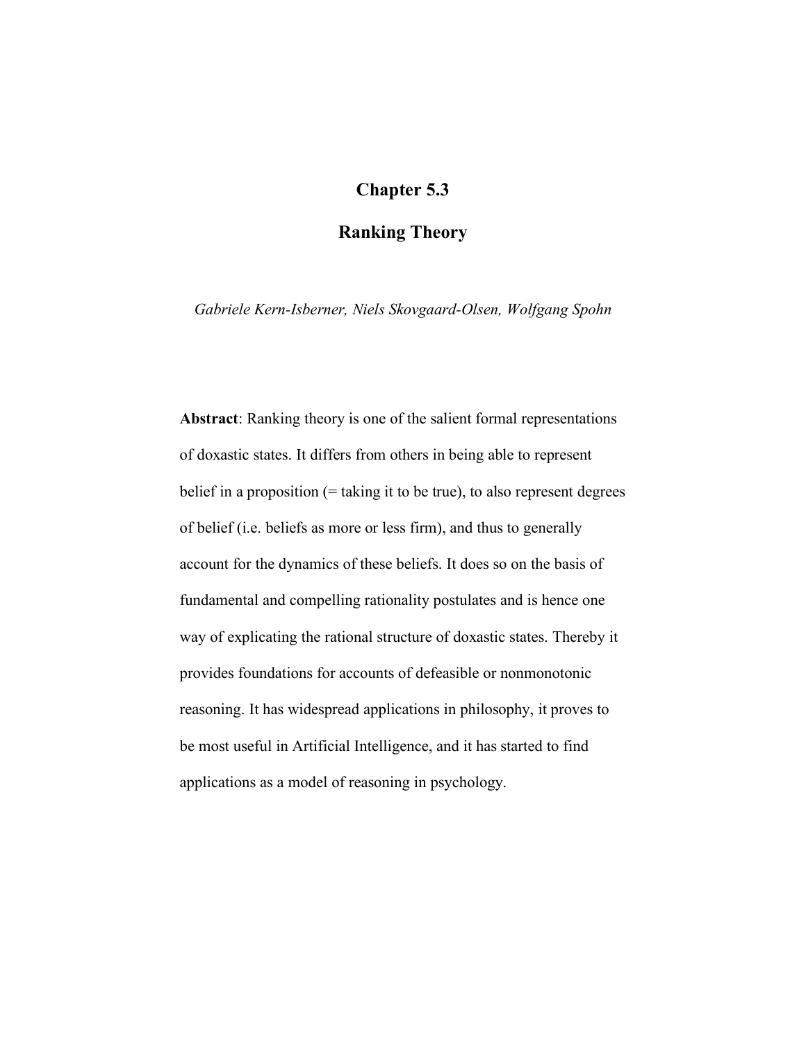# Chapter 5.3

# Ranking Theory

*Gabriele Kern-Isberner, Niels Skovgaard-Olsen, Wolfgang Spohn*

**Abstract**: Ranking theory is one of the salient formal representations of doxastic states. It differs from others in being able to represent belief in a proposition (= taking it to be true), to also represent degrees of belief (i.e. beliefs as more or less firm), and thus to generally account for the dynamics of these beliefs. It does so on the basis of fundamental and compelling rationality postulates and is hence one way of explicating the rational structure of doxastic states. Thereby it provides foundations for accounts of defeasible or nonmonotonic reasoning. It has widespread applications in philosophy, it proves to be most useful in Artificial Intelligence, and it has started to find applications as a model of reasoning in psychology.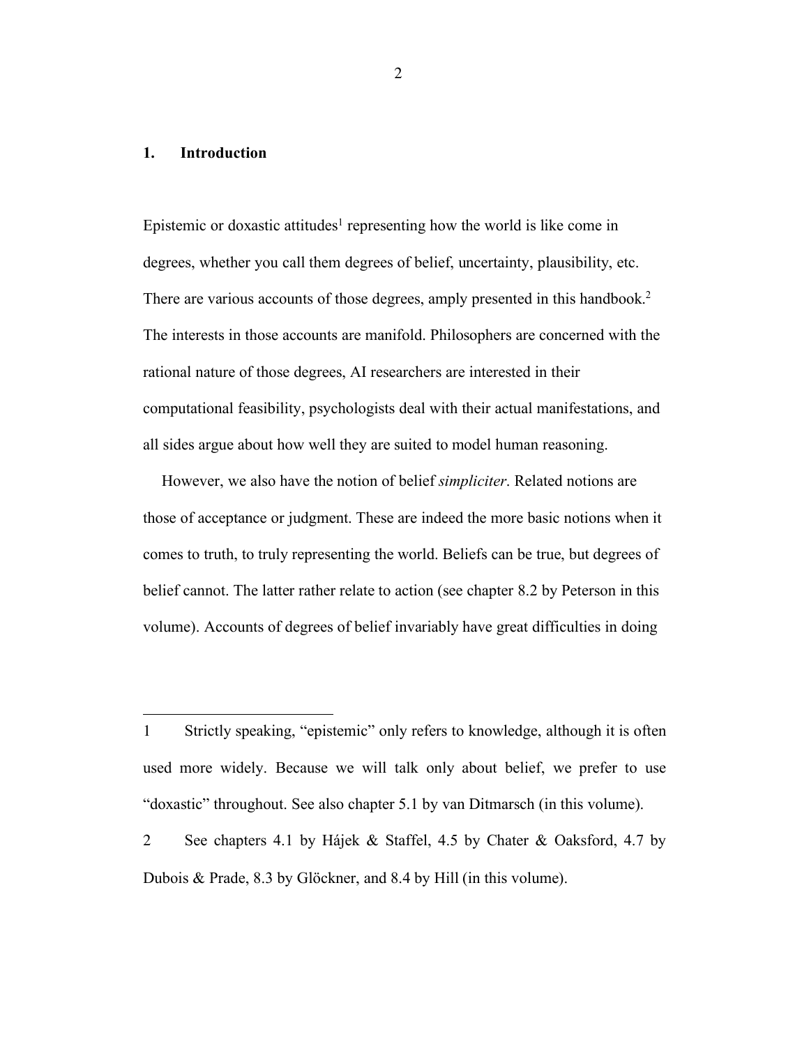## 1. Introduction

Epistemic or doxastic attitudes[1] representing how the world is like come in degrees, whether you call them degrees of belief, uncertainty, plausibility, etc. There are various accounts of those degrees, amply presented in this handbook.[2] The interests in those accounts are manifold. Philosophers are concerned with the rational nature of those degrees, AI researchers are interested in their computational feasibility, psychologists deal with their actual manifestations, and all sides argue about how well they are suited to model human reasoning.

However, we also have the notion of belief *simpliciter*. Related notions are those of acceptance or judgment. These are indeed the more basic notions when it comes to truth, to truly representing the world. Beliefs can be true, but degrees of belief cannot. The latter rather relate to action (see chapter 8.2 by Peterson in this volume). Accounts of degrees of belief invariably have great difficulties in doing

---

1 Strictly speaking, "epistemic" only refers to knowledge, although it is often used more widely. Because we will talk only about belief, we prefer to use "doxastic" throughout. See also chapter 5.1 by van Ditmarsch (in this volume).

2 See chapters 4.1 by Hájek & Staffel, 4.5 by Chater & Oaksford, 4.7 by Dubois & Prade, 8.3 by Glöckner, and 8.4 by Hill (in this volume).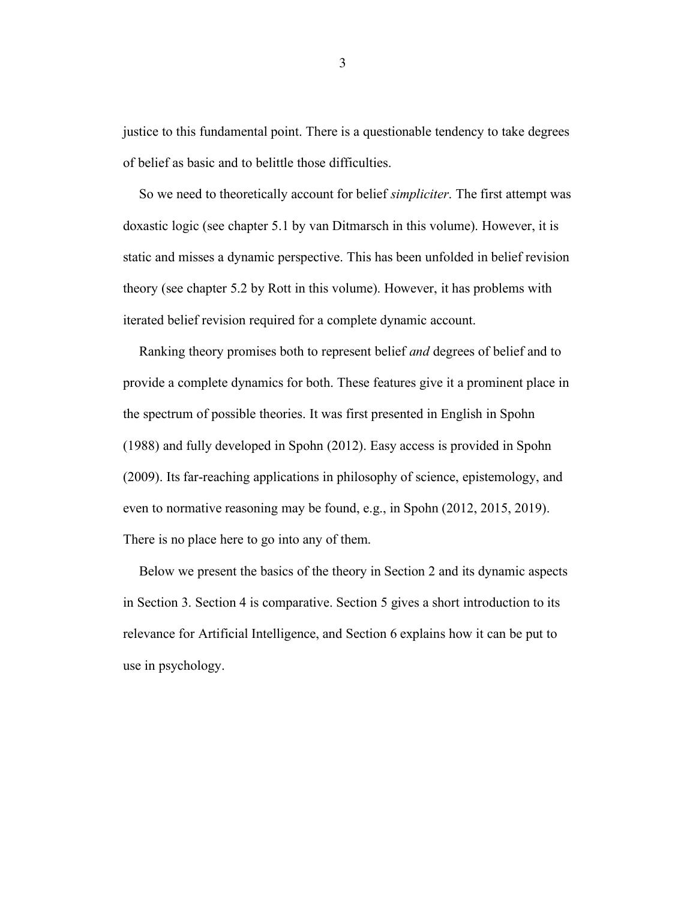justice to this fundamental point. There is a questionable tendency to take degrees of belief as basic and to belittle those difficulties.

So we need to theoretically account for belief *simpliciter*. The first attempt was doxastic logic (see chapter 5.1 by van Ditmarsch in this volume). However, it is static and misses a dynamic perspective. This has been unfolded in belief revision theory (see chapter 5.2 by Rott in this volume). However, it has problems with iterated belief revision required for a complete dynamic account.

Ranking theory promises both to represent belief *and* degrees of belief and to provide a complete dynamics for both. These features give it a prominent place in the spectrum of possible theories. It was first presented in English in Spohn (1988) and fully developed in Spohn (2012). Easy access is provided in Spohn (2009). Its far-reaching applications in philosophy of science, epistemology, and even to normative reasoning may be found, e.g., in Spohn (2012, 2015, 2019). There is no place here to go into any of them.

Below we present the basics of the theory in Section 2 and its dynamic aspects in Section 3. Section 4 is comparative. Section 5 gives a short introduction to its relevance for Artificial Intelligence, and Section 6 explains how it can be put to use in psychology.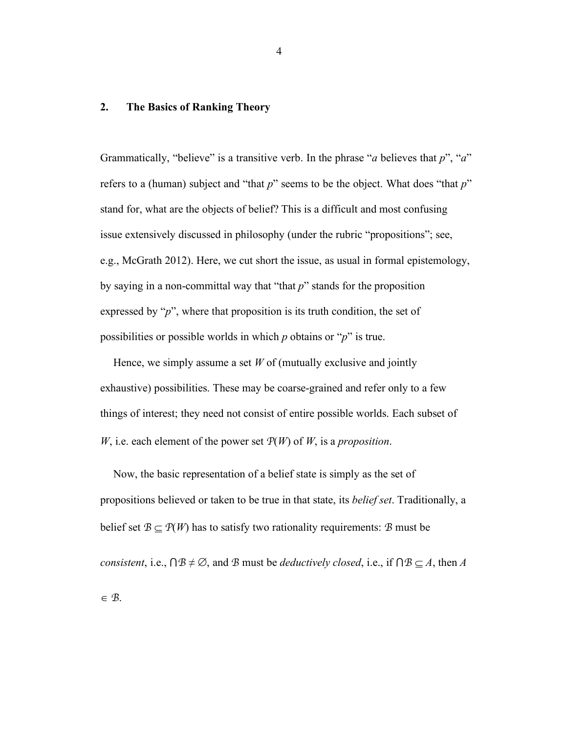## 2. The Basics of Ranking Theory

Grammatically, "believe" is a transitive verb. In the phrase "*a* believes that *p*", "*a*" refers to a (human) subject and "that *p*" seems to be the object. What does "that *p*" stand for, what are the objects of belief? This is a difficult and most confusing issue extensively discussed in philosophy (under the rubric "propositions"; see, e.g., McGrath 2012). Here, we cut short the issue, as usual in formal epistemology, by saying in a non-committal way that "that *p*" stands for the proposition expressed by "*p*", where that proposition is its truth condition, the set of possibilities or possible worlds in which *p* obtains or "*p*" is true.

Hence, we simply assume a set $W$ of (mutually exclusive and jointly exhaustive) possibilities. These may be coarse-grained and refer only to a few things of interest; they need not consist of entire possible worlds. Each subset of $W$, i.e. each element of the power set $\mathcal{P}(W)$ of $W$, is a *proposition*.

Now, the basic representation of a belief state is simply as the set of propositions believed or taken to be true in that state, its *belief set*. Traditionally, a belief set $\mathcal{B} \subseteq \mathcal{P}(W)$ has to satisfy two rationality requirements: $\mathcal{B}$ must be *consistent*, i.e., $\bigcap\mathcal{B} \neq \emptyset$, and $\mathcal{B}$ must be *deductively closed*, i.e., if $\bigcap\mathcal{B} \subseteq A$, then $A \in \mathcal{B}$.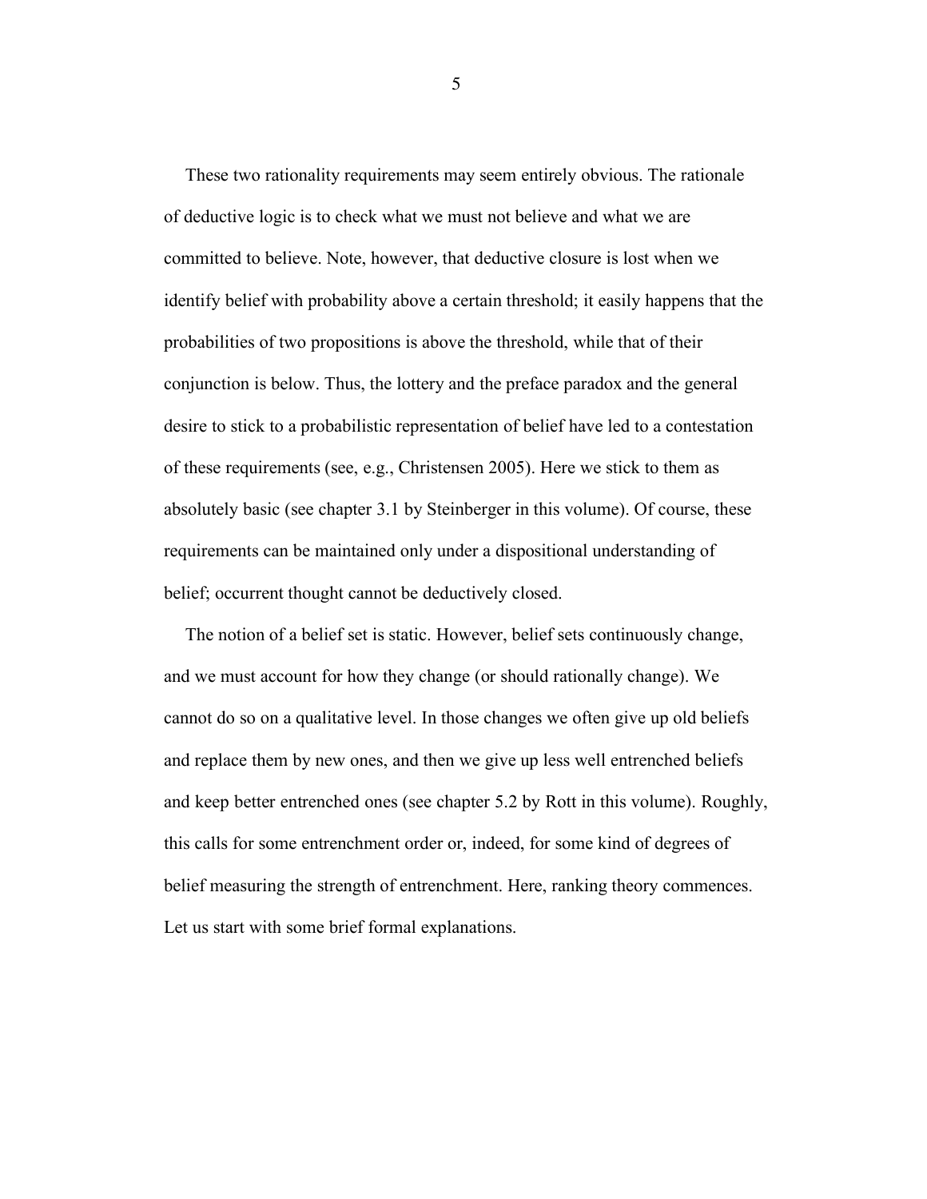These two rationality requirements may seem entirely obvious. The rationale of deductive logic is to check what we must not believe and what we are committed to believe. Note, however, that deductive closure is lost when we identify belief with probability above a certain threshold; it easily happens that the probabilities of two propositions is above the threshold, while that of their conjunction is below. Thus, the lottery and the preface paradox and the general desire to stick to a probabilistic representation of belief have led to a contestation of these requirements (see, e.g., Christensen 2005). Here we stick to them as absolutely basic (see chapter 3.1 by Steinberger in this volume). Of course, these requirements can be maintained only under a dispositional understanding of belief; occurrent thought cannot be deductively closed.

The notion of a belief set is static. However, belief sets continuously change, and we must account for how they change (or should rationally change). We cannot do so on a qualitative level. In those changes we often give up old beliefs and replace them by new ones, and then we give up less well entrenched beliefs and keep better entrenched ones (see chapter 5.2 by Rott in this volume). Roughly, this calls for some entrenchment order or, indeed, for some kind of degrees of belief measuring the strength of entrenchment. Here, ranking theory commences. Let us start with some brief formal explanations.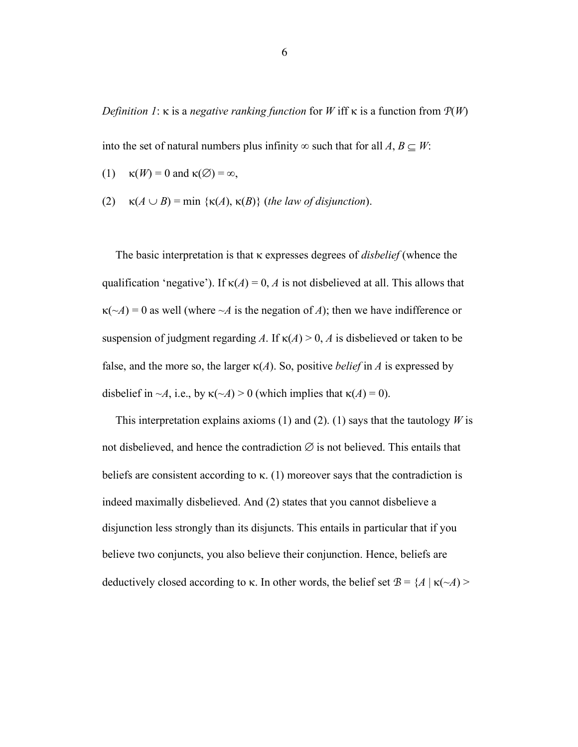*Definition 1*: $\kappa$ is a *negative ranking function* for $W$ iff $\kappa$ is a function from $\mathcal{P}(W)$ into the set of natural numbers plus infinity $\infty$ such that for all $A, B \subseteq W$:

(1) $\kappa(W) = 0$ and $\kappa(\emptyset) = \infty$,

(2) $\kappa(A \cup B) = \min \{\kappa(A), \kappa(B)\}$ (*the law of disjunction*).

The basic interpretation is that $\kappa$ expresses degrees of *disbelief* (whence the qualification 'negative'). If $\kappa(A) = 0$, $A$ is not disbelieved at all. This allows that $\kappa(\sim A) = 0$ as well (where $\sim A$ is the negation of $A$); then we have indifference or suspension of judgment regarding $A$. If $\kappa(A) > 0$, $A$ is disbelieved or taken to be false, and the more so, the larger $\kappa(A)$. So, positive *belief* in $A$ is expressed by disbelief in $\sim A$, i.e., by $\kappa(\sim A) > 0$ (which implies that $\kappa(A) = 0$).

This interpretation explains axioms (1) and (2). (1) says that the tautology $W$ is not disbelieved, and hence the contradiction $\emptyset$ is not believed. This entails that beliefs are consistent according to $\kappa$. (1) moreover says that the contradiction is indeed maximally disbelieved. And (2) states that you cannot disbelieve a disjunction less strongly than its disjuncts. This entails in particular that if you believe two conjuncts, you also believe their conjunction. Hence, beliefs are deductively closed according to $\kappa$. In other words, the belief set $\mathcal{B} = \{A \mid \kappa(\sim A) >$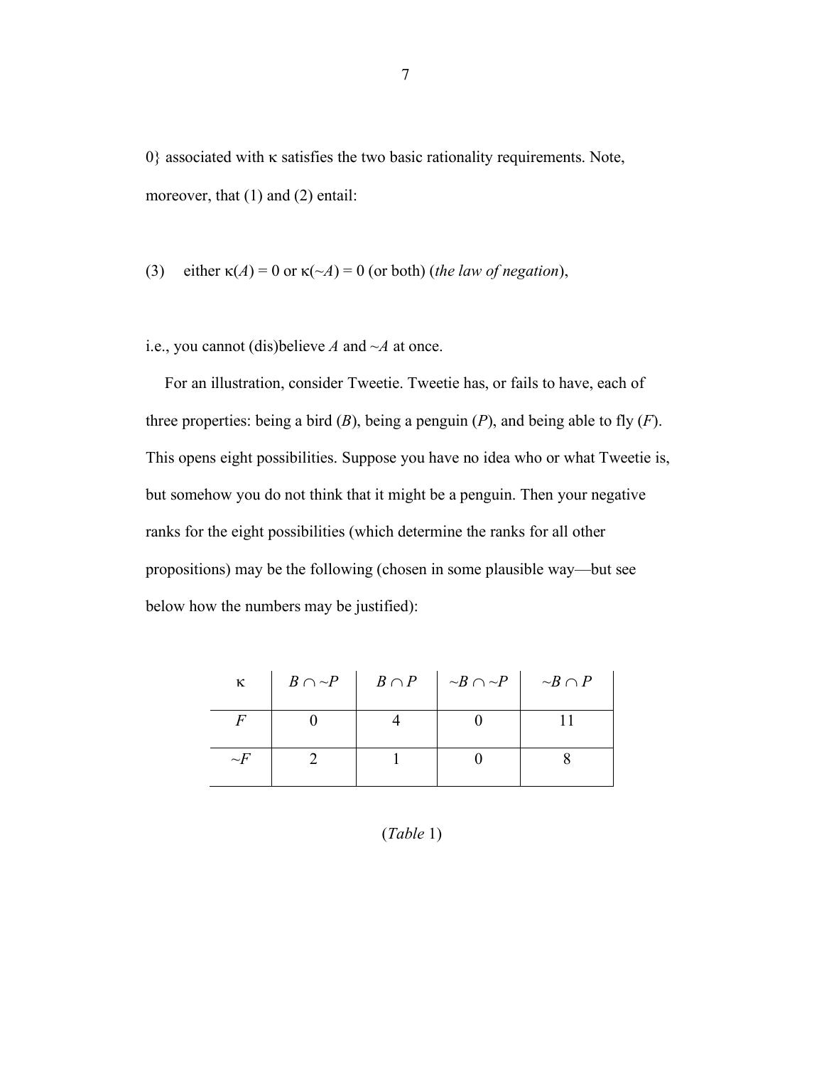0} associated with $\kappa$ satisfies the two basic rationality requirements. Note, moreover, that (1) and (2) entail:

(3) either $\kappa(A) = 0$ or $\kappa(\sim A) = 0$ (or both) (*the law of negation*),

i.e., you cannot (dis)believe $A$ and $\sim A$ at once.

For an illustration, consider Tweetie. Tweetie has, or fails to have, each of three properties: being a bird ($B$), being a penguin ($P$), and being able to fly ($F$). This opens eight possibilities. Suppose you have no idea who or what Tweetie is, but somehow you do not think that it might be a penguin. Then your negative ranks for the eight possibilities (which determine the ranks for all other propositions) may be the following (chosen in some plausible way—but see below how the numbers may be justified):

| $\kappa$ | $B \cap \sim P$ | $B \cap P$ | $\sim B \cap \sim P$ | $\sim B \cap P$ |
|---|---|---|---|---|
| $F$ | 0 | 4 | 0 | 11 |
| $\sim F$ | 2 | 1 | 0 | 8 |

(*Table* 1)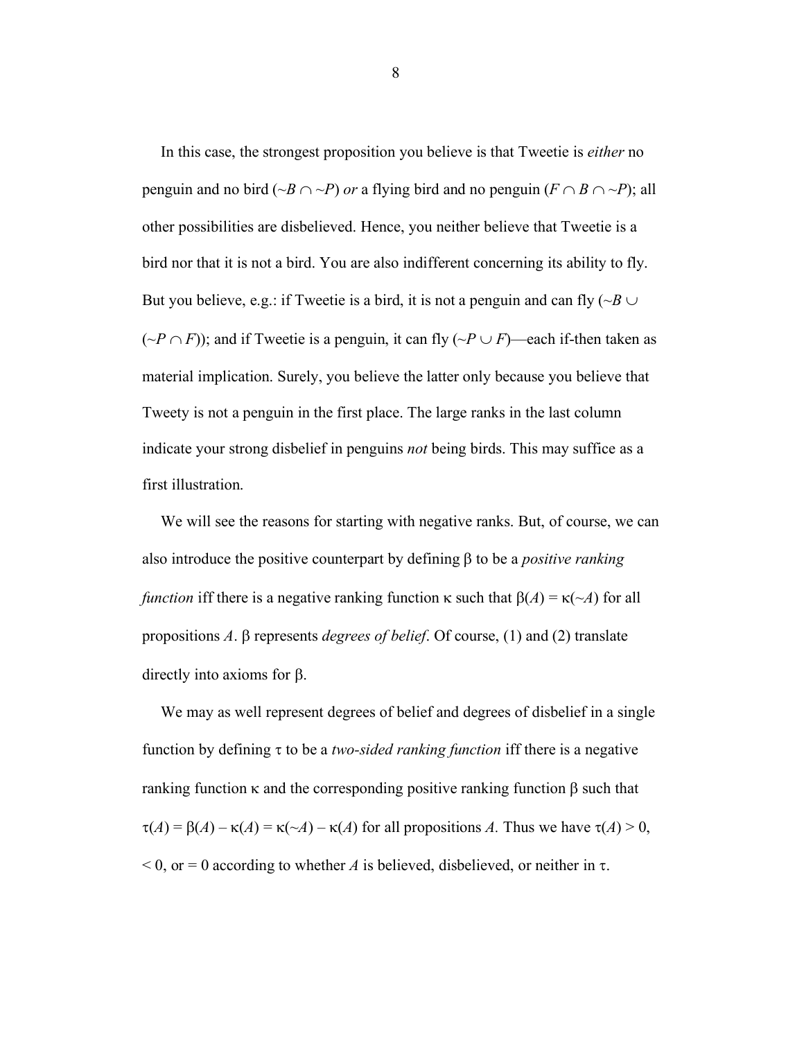In this case, the strongest proposition you believe is that Tweetie is *either* no penguin and no bird ($\sim B \cap \sim P$) *or* a flying bird and no penguin ($F \cap B \cap \sim P$); all other possibilities are disbelieved. Hence, you neither believe that Tweetie is a bird nor that it is not a bird. You are also indifferent concerning its ability to fly. But you believe, e.g.: if Tweetie is a bird, it is not a penguin and can fly ($\sim B \cup (\sim P \cap F)$); and if Tweetie is a penguin, it can fly ($\sim P \cup F$)—each if-then taken as material implication. Surely, you believe the latter only because you believe that Tweety is not a penguin in the first place. The large ranks in the last column indicate your strong disbelief in penguins *not* being birds. This may suffice as a first illustration.

We will see the reasons for starting with negative ranks. But, of course, we can also introduce the positive counterpart by defining β to be a *positive ranking function* iff there is a negative ranking function κ such that $\beta(A) = \kappa(\sim A)$ for all propositions $A$. β represents *degrees of belief*. Of course, (1) and (2) translate directly into axioms for β.

We may as well represent degrees of belief and degrees of disbelief in a single function by defining τ to be a *two-sided ranking function* iff there is a negative ranking function κ and the corresponding positive ranking function β such that $\tau(A) = \beta(A) - \kappa(A) = \kappa(\sim A) - \kappa(A)$ for all propositions $A$. Thus we have $\tau(A) > 0$, $< 0$, or $= 0$ according to whether $A$ is believed, disbelieved, or neither in τ.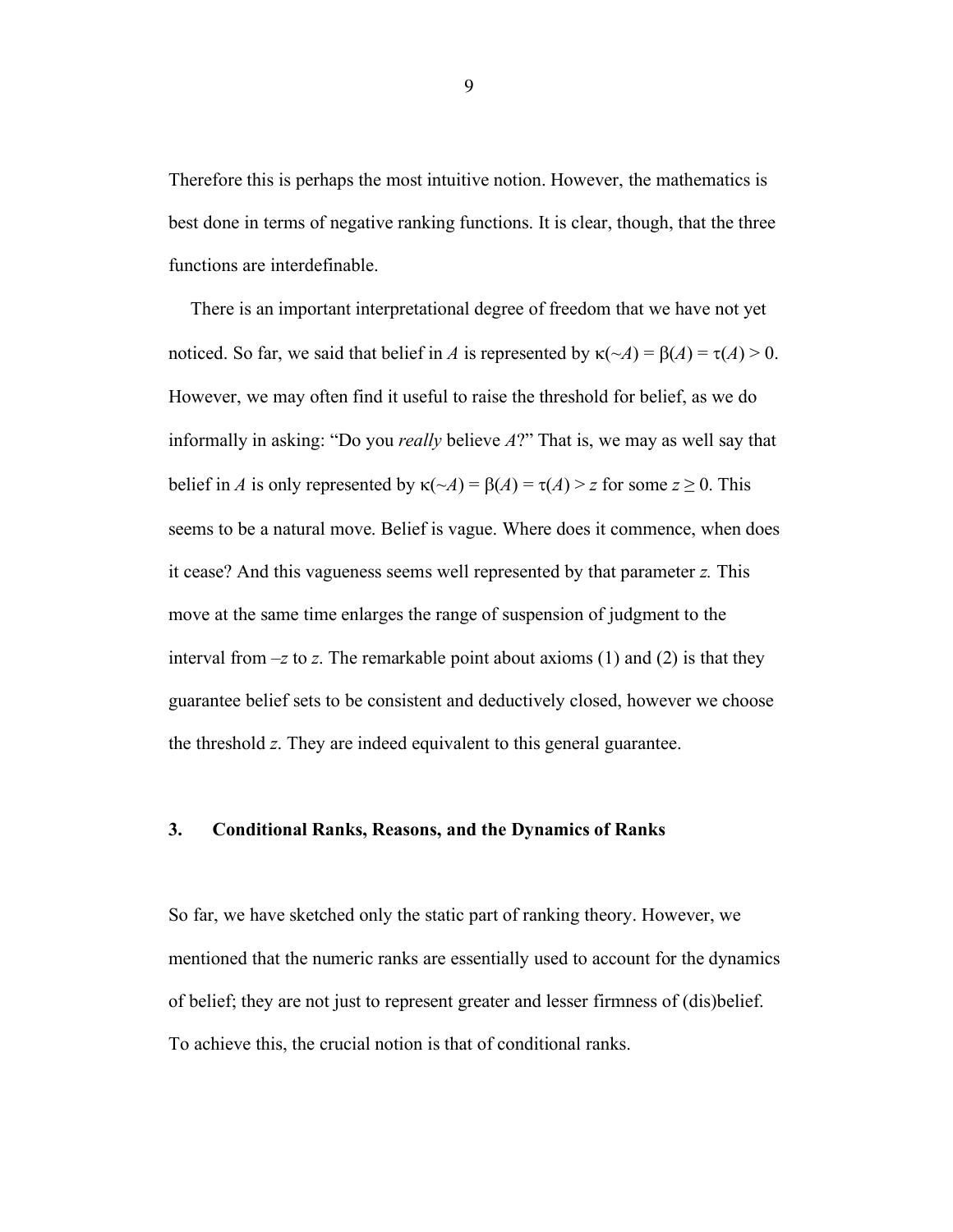Therefore this is perhaps the most intuitive notion. However, the mathematics is best done in terms of negative ranking functions. It is clear, though, that the three functions are interdefinable.

There is an important interpretational degree of freedom that we have not yet noticed. So far, we said that belief in $A$ is represented by $\kappa(\sim A) = \beta(A) = \tau(A) > 0$. However, we may often find it useful to raise the threshold for belief, as we do informally in asking: "Do you *really* believe $A$?" That is, we may as well say that belief in $A$ is only represented by $\kappa(\sim A) = \beta(A) = \tau(A) > z$ for some $z \geq 0$. This seems to be a natural move. Belief is vague. Where does it commence, when does it cease? And this vagueness seems well represented by that parameter $z$. This move at the same time enlarges the range of suspension of judgment to the interval from $-z$ to $z$. The remarkable point about axioms (1) and (2) is that they guarantee belief sets to be consistent and deductively closed, however we choose the threshold $z$. They are indeed equivalent to this general guarantee.

## 3. Conditional Ranks, Reasons, and the Dynamics of Ranks

So far, we have sketched only the static part of ranking theory. However, we mentioned that the numeric ranks are essentially used to account for the dynamics of belief; they are not just to represent greater and lesser firmness of (dis)belief. To achieve this, the crucial notion is that of conditional ranks.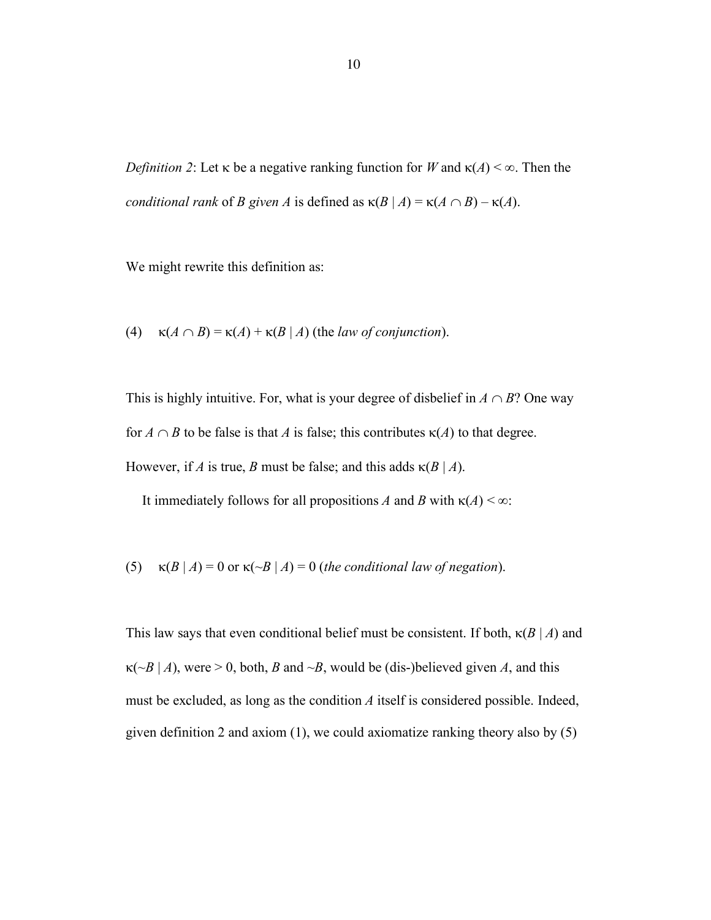*Definition 2*: Let $\kappa$ be a negative ranking function for $W$ and $\kappa(A) < \infty$. Then the *conditional rank* of $B$ *given* $A$ is defined as $\kappa(B \mid A) = \kappa(A \cap B) - \kappa(A)$.

We might rewrite this definition as:

(4) $\kappa(A \cap B) = \kappa(A) + \kappa(B \mid A)$ (the *law of conjunction*).

This is highly intuitive. For, what is your degree of disbelief in $A \cap B$? One way for $A \cap B$ to be false is that $A$ is false; this contributes $\kappa(A)$ to that degree. However, if $A$ is true, $B$ must be false; and this adds $\kappa(B \mid A)$.

It immediately follows for all propositions $A$ and $B$ with $\kappa(A) < \infty$:

(5) $\kappa(B \mid A) = 0$ or $\kappa(\sim B \mid A) = 0$ (*the conditional law of negation*).

This law says that even conditional belief must be consistent. If both, $\kappa(B \mid A)$ and $\kappa(\sim B \mid A)$, were $> 0$, both, $B$ and $\sim B$, would be (dis-)believed given $A$, and this must be excluded, as long as the condition $A$ itself is considered possible. Indeed, given definition 2 and axiom (1), we could axiomatize ranking theory also by (5)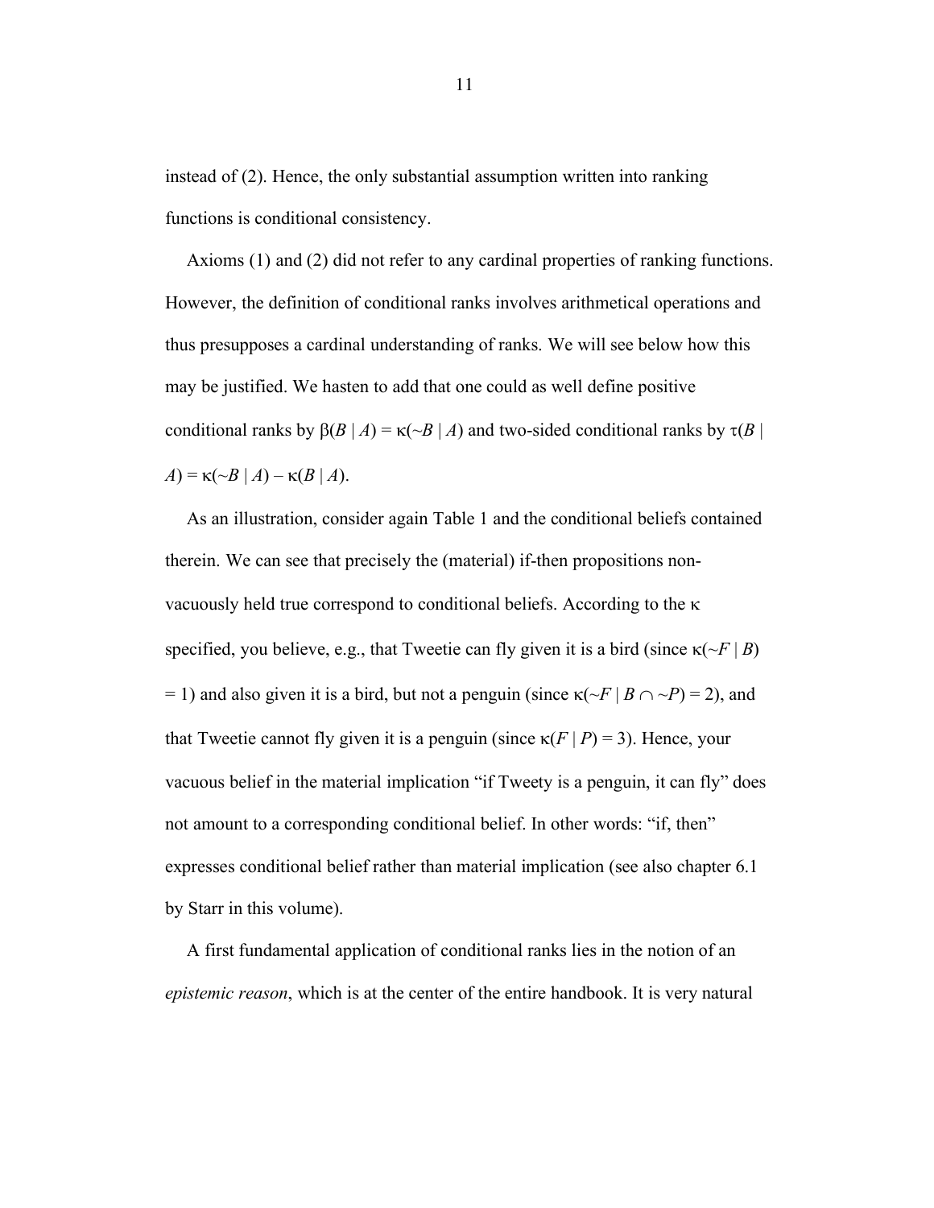instead of (2). Hence, the only substantial assumption written into ranking functions is conditional consistency.

Axioms (1) and (2) did not refer to any cardinal properties of ranking functions. However, the definition of conditional ranks involves arithmetical operations and thus presupposes a cardinal understanding of ranks. We will see below how this may be justified. We hasten to add that one could as well define positive conditional ranks by $\beta(B \mid A) = \kappa(\sim B \mid A)$ and two-sided conditional ranks by $\tau(B \mid A) = \kappa(\sim B \mid A) - \kappa(B \mid A)$.

As an illustration, consider again Table 1 and the conditional beliefs contained therein. We can see that precisely the (material) if-then propositions non-vacuously held true correspond to conditional beliefs. According to the $\kappa$ specified, you believe, e.g., that Tweetie can fly given it is a bird (since $\kappa(\sim F \mid B) = 1$) and also given it is a bird, but not a penguin (since $\kappa(\sim F \mid B \cap \sim P) = 2$), and that Tweetie cannot fly given it is a penguin (since $\kappa(F \mid P) = 3$). Hence, your vacuous belief in the material implication "if Tweety is a penguin, it can fly" does not amount to a corresponding conditional belief. In other words: "if, then" expresses conditional belief rather than material implication (see also chapter 6.1 by Starr in this volume).

A first fundamental application of conditional ranks lies in the notion of an *epistemic reason*, which is at the center of the entire handbook. It is very natural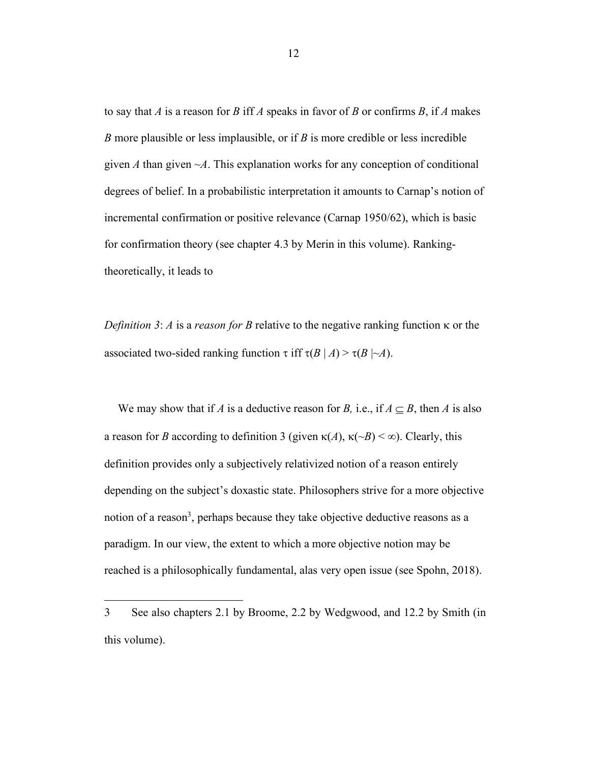to say that *A* is a reason for *B* iff *A* speaks in favor of *B* or confirms *B*, if *A* makes *B* more plausible or less implausible, or if *B* is more credible or less incredible given *A* than given ~*A*. This explanation works for any conception of conditional degrees of belief. In a probabilistic interpretation it amounts to Carnap's notion of incremental confirmation or positive relevance (Carnap 1950/62), which is basic for confirmation theory (see chapter 4.3 by Merin in this volume). Ranking-theoretically, it leads to

*Definition 3*: *A* is a *reason for B* relative to the negative ranking function $\kappa$ or the associated two-sided ranking function $\tau$ iff $\tau(B \mid A) > \tau(B \mid {\sim}A)$.

We may show that if *A* is a deductive reason for *B*, i.e., if $A \subseteq B$, then *A* is also a reason for *B* according to definition 3 (given $\kappa(A), \kappa({\sim}B) < \infty$). Clearly, this definition provides only a subjectively relativized notion of a reason entirely depending on the subject's doxastic state. Philosophers strive for a more objective notion of a reason[3], perhaps because they take objective deductive reasons as a paradigm. In our view, the extent to which a more objective notion may be reached is a philosophically fundamental, alas very open issue (see Spohn, 2018).

---

3 See also chapters 2.1 by Broome, 2.2 by Wedgwood, and 12.2 by Smith (in this volume).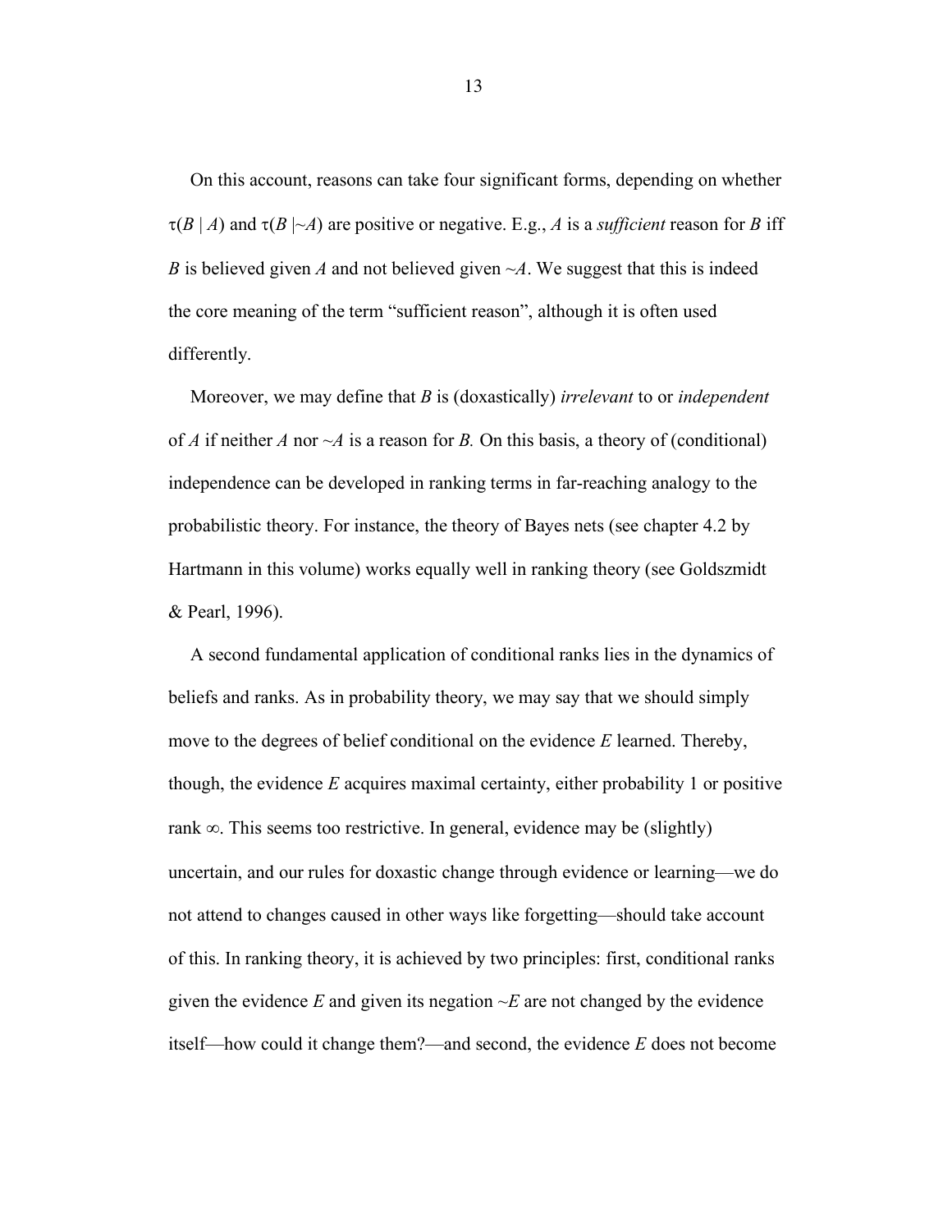On this account, reasons can take four significant forms, depending on whether $\tau(B \mid A)$ and $\tau(B \mid {\sim}A)$ are positive or negative. E.g., $A$ is a *sufficient* reason for $B$ iff $B$ is believed given $A$ and not believed given ${\sim}A$. We suggest that this is indeed the core meaning of the term "sufficient reason", although it is often used differently.

Moreover, we may define that $B$ is (doxastically) *irrelevant* to or *independent* of $A$ if neither $A$ nor ${\sim}A$ is a reason for $B$. On this basis, a theory of (conditional) independence can be developed in ranking terms in far-reaching analogy to the probabilistic theory. For instance, the theory of Bayes nets (see chapter 4.2 by Hartmann in this volume) works equally well in ranking theory (see Goldszmidt & Pearl, 1996).

A second fundamental application of conditional ranks lies in the dynamics of beliefs and ranks. As in probability theory, we may say that we should simply move to the degrees of belief conditional on the evidence $E$ learned. Thereby, though, the evidence $E$ acquires maximal certainty, either probability 1 or positive rank $\infty$. This seems too restrictive. In general, evidence may be (slightly) uncertain, and our rules for doxastic change through evidence or learning—we do not attend to changes caused in other ways like forgetting—should take account of this. In ranking theory, it is achieved by two principles: first, conditional ranks given the evidence $E$ and given its negation ${\sim}E$ are not changed by the evidence itself—how could it change them?—and second, the evidence $E$ does not become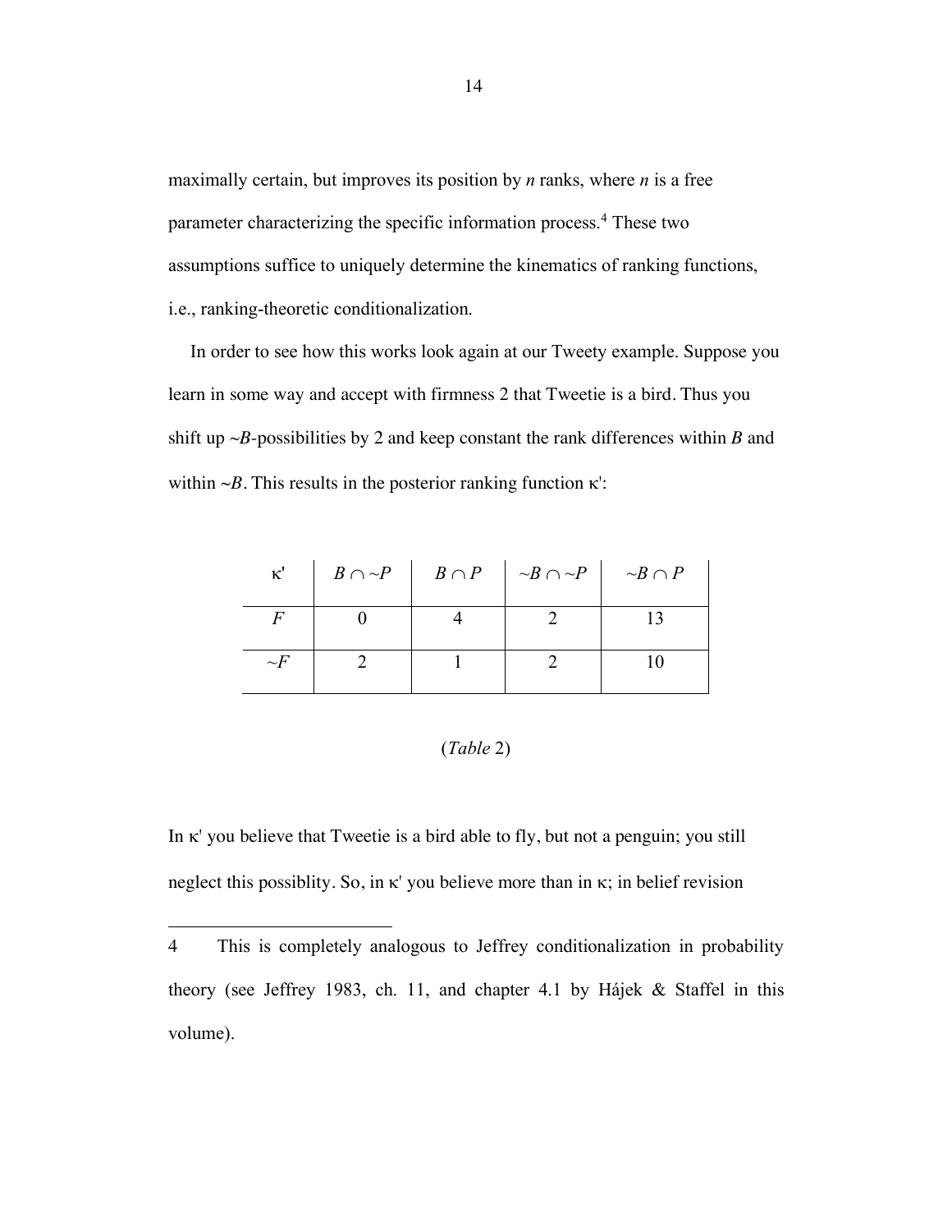maximally certain, but improves its position by *n* ranks, where *n* is a free parameter characterizing the specific information process.[4] These two assumptions suffice to uniquely determine the kinematics of ranking functions, i.e., ranking-theoretic conditionalization.

In order to see how this works look again at our Tweety example. Suppose you learn in some way and accept with firmness 2 that Tweetie is a bird. Thus you shift up ~*B*-possibilities by 2 and keep constant the rank differences within *B* and within ~*B*. This results in the posterior ranking function κ':

| κ' | $B \cap \sim P$ | $B \cap P$ | $\sim B \cap \sim P$ | $\sim B \cap P$ |
|---|---|---|---|---|
| *F* | 0 | 4 | 2 | 13 |
| ~*F* | 2 | 1 | 2 | 10 |

(*Table* 2)

In κ' you believe that Tweetie is a bird able to fly, but not a penguin; you still neglect this possiblity. So, in κ' you believe more than in κ; in belief revision

4 This is completely analogous to Jeffrey conditionalization in probability theory (see Jeffrey 1983, ch. 11, and chapter 4.1 by Hájek & Staffel in this volume).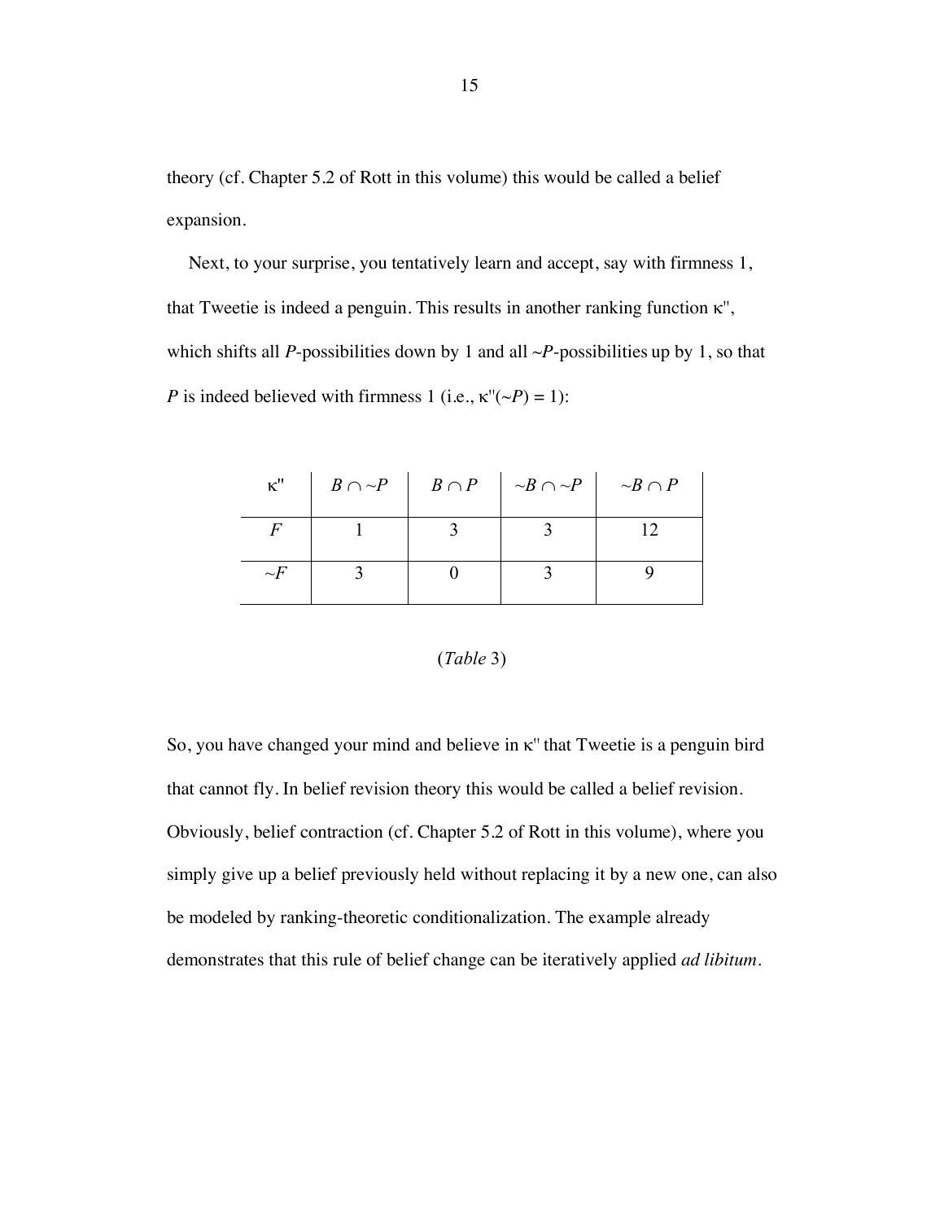theory (cf. Chapter 5.2 of Rott in this volume) this would be called a belief expansion.

Next, to your surprise, you tentatively learn and accept, say with firmness 1, that Tweetie is indeed a penguin. This results in another ranking function κ'', which shifts all *P*-possibilities down by 1 and all ~*P*-possibilities up by 1, so that *P* is indeed believed with firmness 1 (i.e., κ''(~*P*) = 1):

| κ'' | $B \cap \sim P$ | $B \cap P$ | $\sim B \cap \sim P$ | $\sim B \cap P$ |
|---|---|---|---|---|
| *F* | 1 | 3 | 3 | 12 |
| ~*F* | 3 | 0 | 3 | 9 |

(*Table* 3)

So, you have changed your mind and believe in κ'' that Tweetie is a penguin bird that cannot fly. In belief revision theory this would be called a belief revision. Obviously, belief contraction (cf. Chapter 5.2 of Rott in this volume), where you simply give up a belief previously held without replacing it by a new one, can also be modeled by ranking-theoretic conditionalization. The example already demonstrates that this rule of belief change can be iteratively applied *ad libitum*.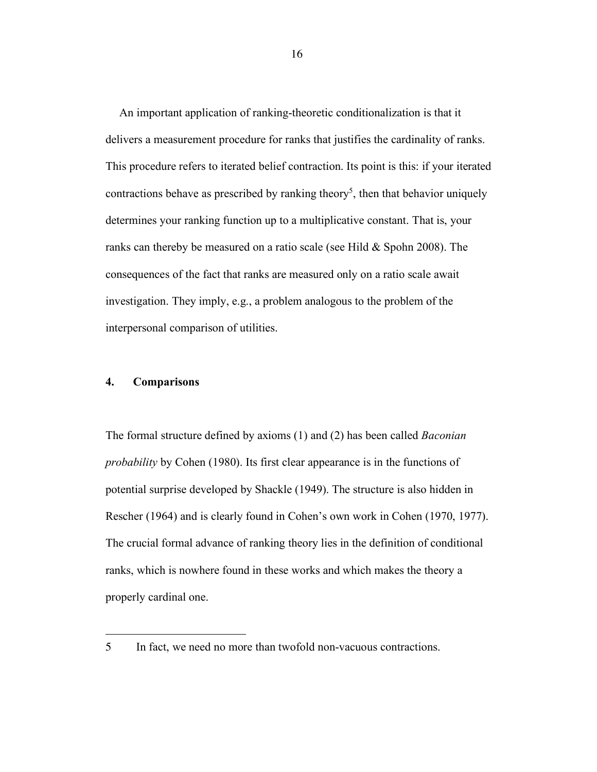An important application of ranking-theoretic conditionalization is that it delivers a measurement procedure for ranks that justifies the cardinality of ranks. This procedure refers to iterated belief contraction. Its point is this: if your iterated contractions behave as prescribed by ranking theory[5], then that behavior uniquely determines your ranking function up to a multiplicative constant. That is, your ranks can thereby be measured on a ratio scale (see Hild & Spohn 2008). The consequences of the fact that ranks are measured only on a ratio scale await investigation. They imply, e.g., a problem analogous to the problem of the interpersonal comparison of utilities.

## 4. Comparisons

The formal structure defined by axioms (1) and (2) has been called *Baconian probability* by Cohen (1980). Its first clear appearance is in the functions of potential surprise developed by Shackle (1949). The structure is also hidden in Rescher (1964) and is clearly found in Cohen's own work in Cohen (1970, 1977). The crucial formal advance of ranking theory lies in the definition of conditional ranks, which is nowhere found in these works and which makes the theory a properly cardinal one.

---

5 In fact, we need no more than twofold non-vacuous contractions.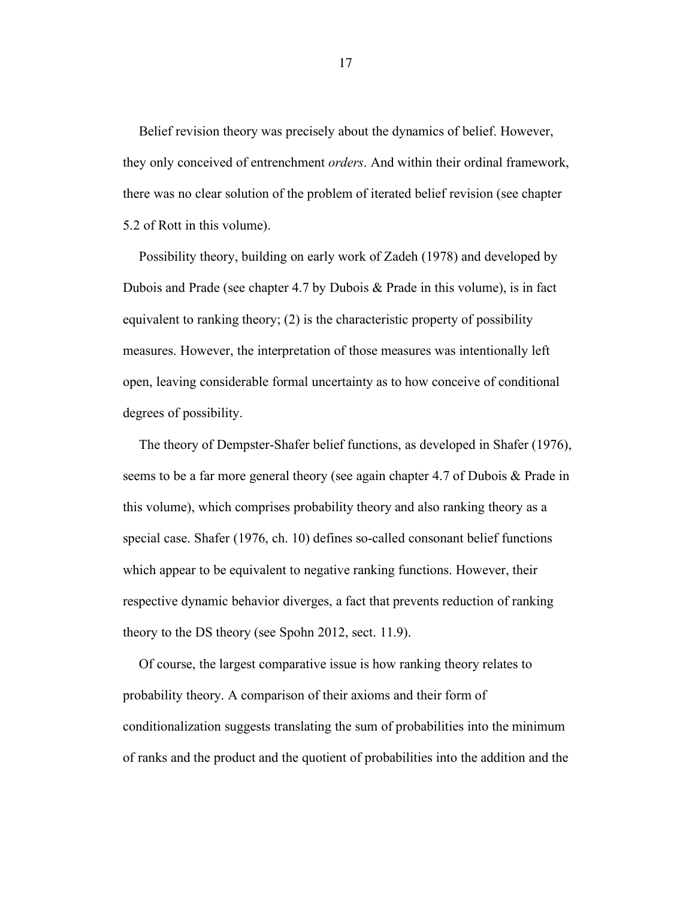Belief revision theory was precisely about the dynamics of belief. However, they only conceived of entrenchment *orders*. And within their ordinal framework, there was no clear solution of the problem of iterated belief revision (see chapter 5.2 of Rott in this volume).

Possibility theory, building on early work of Zadeh (1978) and developed by Dubois and Prade (see chapter 4.7 by Dubois & Prade in this volume), is in fact equivalent to ranking theory; (2) is the characteristic property of possibility measures. However, the interpretation of those measures was intentionally left open, leaving considerable formal uncertainty as to how conceive of conditional degrees of possibility.

The theory of Dempster-Shafer belief functions, as developed in Shafer (1976), seems to be a far more general theory (see again chapter 4.7 of Dubois & Prade in this volume), which comprises probability theory and also ranking theory as a special case. Shafer (1976, ch. 10) defines so-called consonant belief functions which appear to be equivalent to negative ranking functions. However, their respective dynamic behavior diverges, a fact that prevents reduction of ranking theory to the DS theory (see Spohn 2012, sect. 11.9).

Of course, the largest comparative issue is how ranking theory relates to probability theory. A comparison of their axioms and their form of conditionalization suggests translating the sum of probabilities into the minimum of ranks and the product and the quotient of probabilities into the addition and the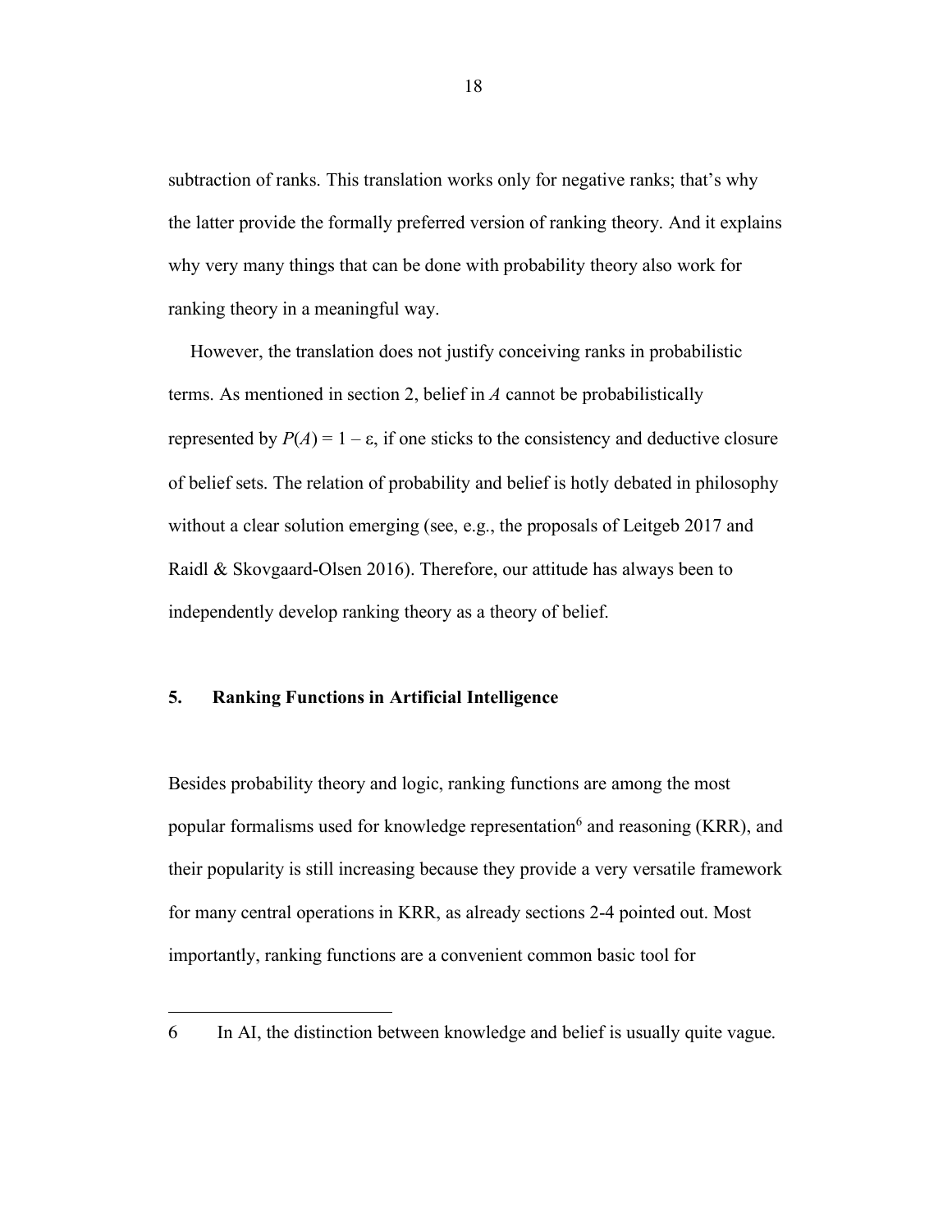subtraction of ranks. This translation works only for negative ranks; that's why the latter provide the formally preferred version of ranking theory. And it explains why very many things that can be done with probability theory also work for ranking theory in a meaningful way.

However, the translation does not justify conceiving ranks in probabilistic terms. As mentioned in section 2, belief in *A* cannot be probabilistically represented by $P(A) = 1 - \varepsilon$, if one sticks to the consistency and deductive closure of belief sets. The relation of probability and belief is hotly debated in philosophy without a clear solution emerging (see, e.g., the proposals of Leitgeb 2017 and Raidl & Skovgaard-Olsen 2016). Therefore, our attitude has always been to independently develop ranking theory as a theory of belief.

## 5. Ranking Functions in Artificial Intelligence

Besides probability theory and logic, ranking functions are among the most popular formalisms used for knowledge representation[6] and reasoning (KRR), and their popularity is still increasing because they provide a very versatile framework for many central operations in KRR, as already sections 2-4 pointed out. Most importantly, ranking functions are a convenient common basic tool for

---

6 In AI, the distinction between knowledge and belief is usually quite vague.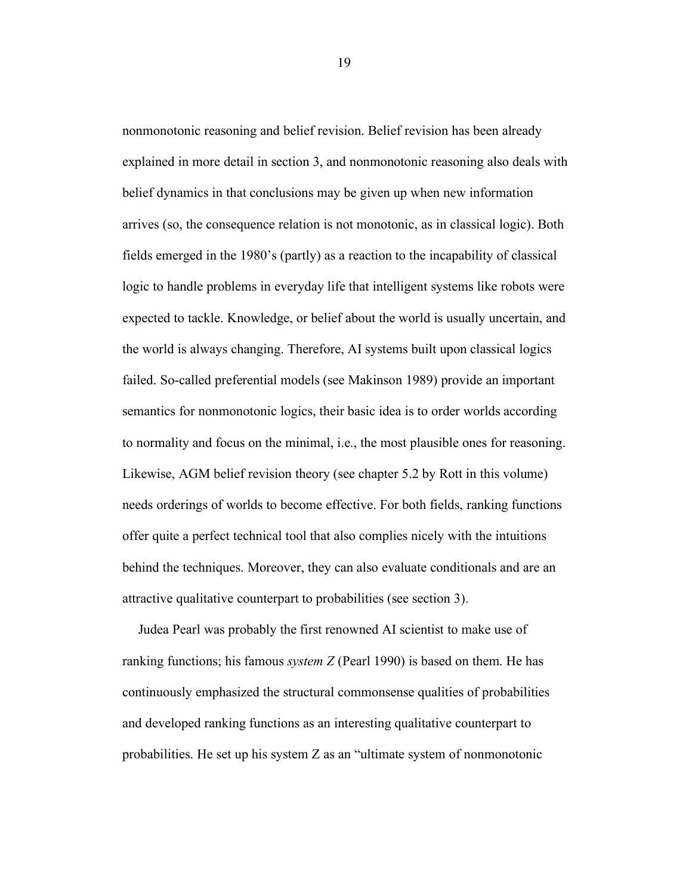nonmonotonic reasoning and belief revision. Belief revision has been already explained in more detail in section 3, and nonmonotonic reasoning also deals with belief dynamics in that conclusions may be given up when new information arrives (so, the consequence relation is not monotonic, as in classical logic). Both fields emerged in the 1980's (partly) as a reaction to the incapability of classical logic to handle problems in everyday life that intelligent systems like robots were expected to tackle. Knowledge, or belief about the world is usually uncertain, and the world is always changing. Therefore, AI systems built upon classical logics failed. So-called preferential models (see Makinson 1989) provide an important semantics for nonmonotonic logics, their basic idea is to order worlds according to normality and focus on the minimal, i.e., the most plausible ones for reasoning. Likewise, AGM belief revision theory (see chapter 5.2 by Rott in this volume) needs orderings of worlds to become effective. For both fields, ranking functions offer quite a perfect technical tool that also complies nicely with the intuitions behind the techniques. Moreover, they can also evaluate conditionals and are an attractive qualitative counterpart to probabilities (see section 3).

Judea Pearl was probably the first renowned AI scientist to make use of ranking functions; his famous *system Z* (Pearl 1990) is based on them. He has continuously emphasized the structural commonsense qualities of probabilities and developed ranking functions as an interesting qualitative counterpart to probabilities. He set up his system Z as an "ultimate system of nonmonotonic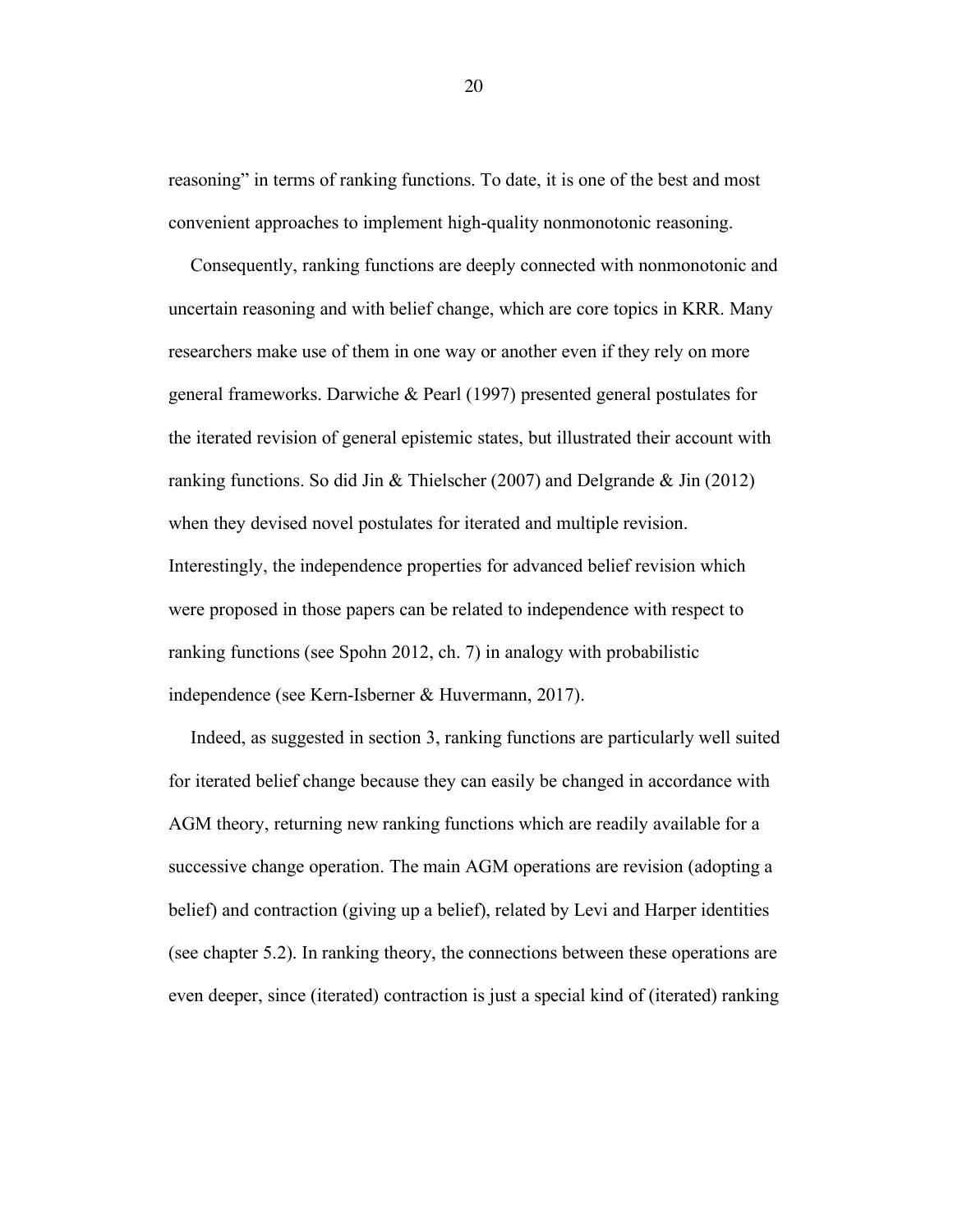reasoning" in terms of ranking functions. To date, it is one of the best and most convenient approaches to implement high-quality nonmonotonic reasoning.

Consequently, ranking functions are deeply connected with nonmonotonic and uncertain reasoning and with belief change, which are core topics in KRR. Many researchers make use of them in one way or another even if they rely on more general frameworks. Darwiche & Pearl (1997) presented general postulates for the iterated revision of general epistemic states, but illustrated their account with ranking functions. So did Jin & Thielscher (2007) and Delgrande & Jin (2012) when they devised novel postulates for iterated and multiple revision. Interestingly, the independence properties for advanced belief revision which were proposed in those papers can be related to independence with respect to ranking functions (see Spohn 2012, ch. 7) in analogy with probabilistic independence (see Kern-Isberner & Huvermann, 2017).

Indeed, as suggested in section 3, ranking functions are particularly well suited for iterated belief change because they can easily be changed in accordance with AGM theory, returning new ranking functions which are readily available for a successive change operation. The main AGM operations are revision (adopting a belief) and contraction (giving up a belief), related by Levi and Harper identities (see chapter 5.2). In ranking theory, the connections between these operations are even deeper, since (iterated) contraction is just a special kind of (iterated) ranking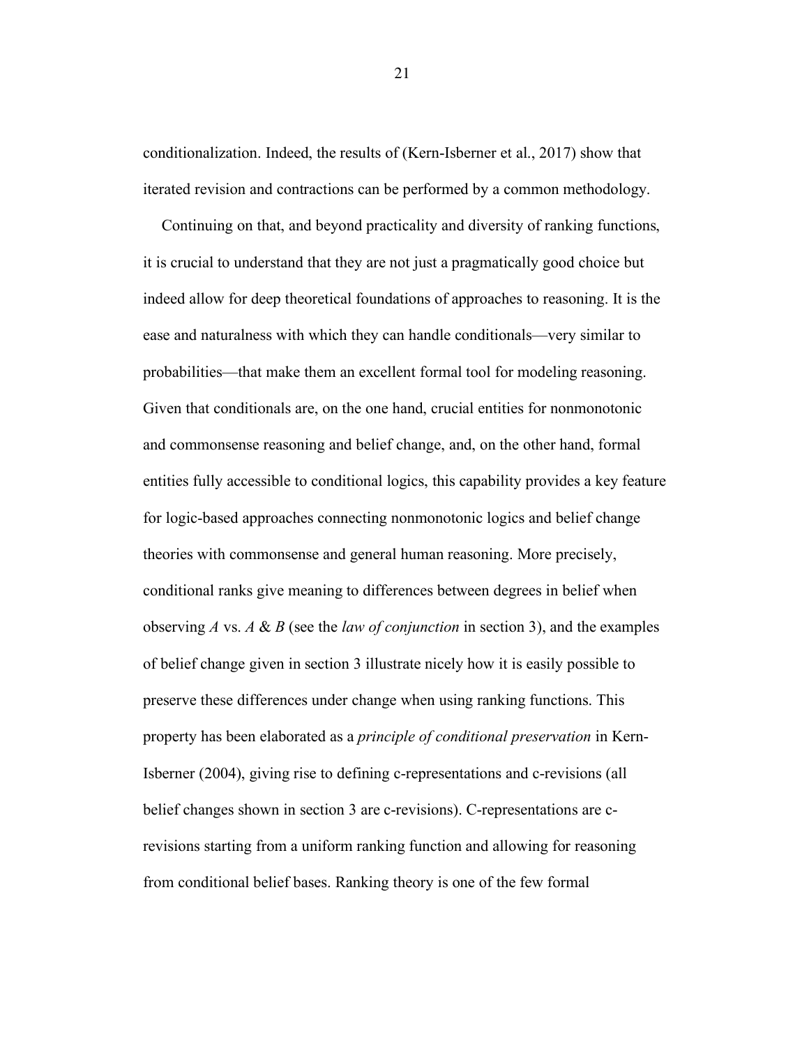conditionalization. Indeed, the results of (Kern-Isberner et al., 2017) show that iterated revision and contractions can be performed by a common methodology.

Continuing on that, and beyond practicality and diversity of ranking functions, it is crucial to understand that they are not just a pragmatically good choice but indeed allow for deep theoretical foundations of approaches to reasoning. It is the ease and naturalness with which they can handle conditionals—very similar to probabilities—that make them an excellent formal tool for modeling reasoning. Given that conditionals are, on the one hand, crucial entities for nonmonotonic and commonsense reasoning and belief change, and, on the other hand, formal entities fully accessible to conditional logics, this capability provides a key feature for logic-based approaches connecting nonmonotonic logics and belief change theories with commonsense and general human reasoning. More precisely, conditional ranks give meaning to differences between degrees in belief when observing *A* vs. *A* & *B* (see the *law of conjunction* in section 3), and the examples of belief change given in section 3 illustrate nicely how it is easily possible to preserve these differences under change when using ranking functions. This property has been elaborated as a *principle of conditional preservation* in Kern-Isberner (2004), giving rise to defining c-representations and c-revisions (all belief changes shown in section 3 are c-revisions). C-representations are c-revisions starting from a uniform ranking function and allowing for reasoning from conditional belief bases. Ranking theory is one of the few formal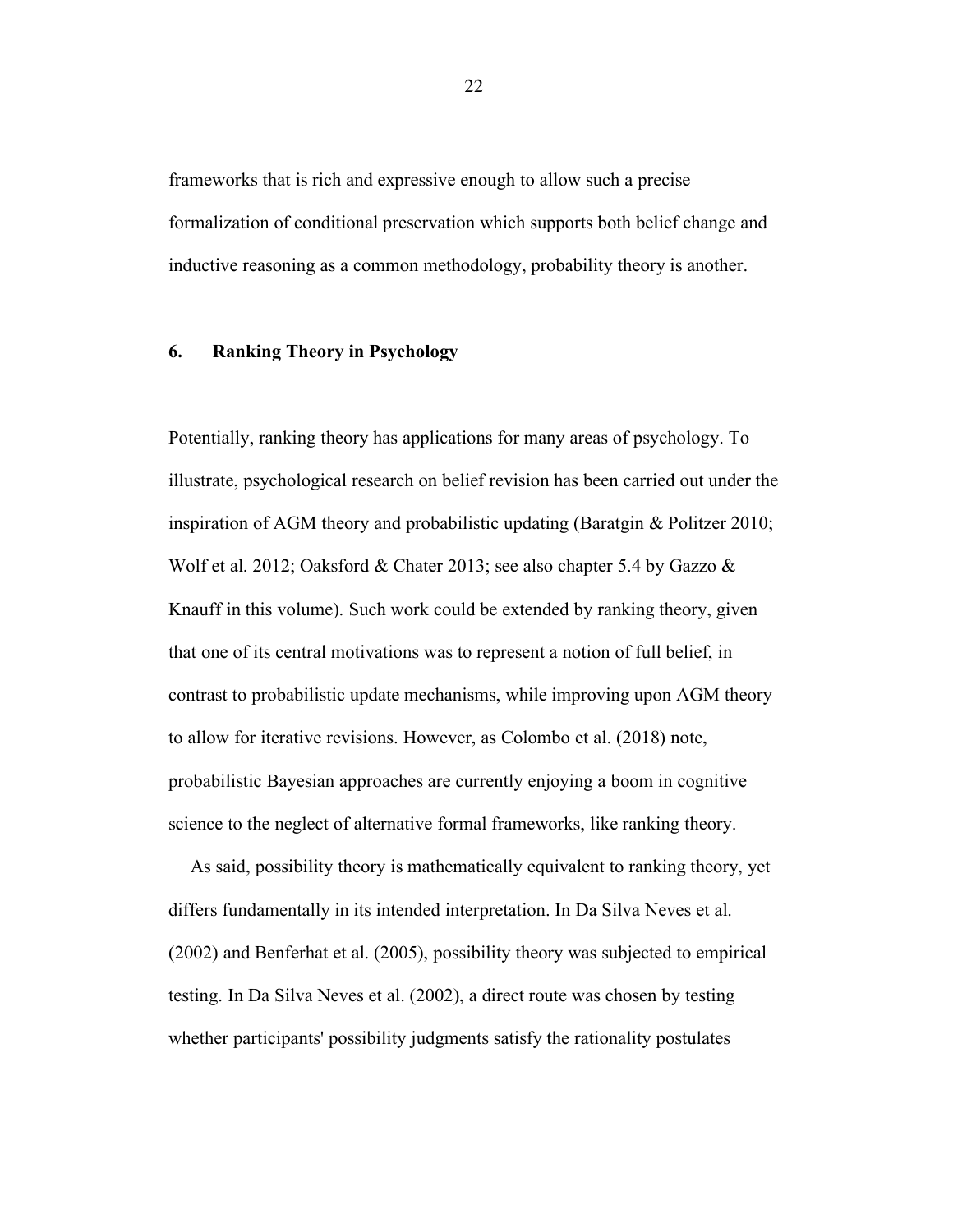frameworks that is rich and expressive enough to allow such a precise formalization of conditional preservation which supports both belief change and inductive reasoning as a common methodology, probability theory is another.

## 6. Ranking Theory in Psychology

Potentially, ranking theory has applications for many areas of psychology. To illustrate, psychological research on belief revision has been carried out under the inspiration of AGM theory and probabilistic updating (Baratgin & Politzer 2010; Wolf et al. 2012; Oaksford & Chater 2013; see also chapter 5.4 by Gazzo & Knauff in this volume). Such work could be extended by ranking theory, given that one of its central motivations was to represent a notion of full belief, in contrast to probabilistic update mechanisms, while improving upon AGM theory to allow for iterative revisions. However, as Colombo et al. (2018) note, probabilistic Bayesian approaches are currently enjoying a boom in cognitive science to the neglect of alternative formal frameworks, like ranking theory.

As said, possibility theory is mathematically equivalent to ranking theory, yet differs fundamentally in its intended interpretation. In Da Silva Neves et al. (2002) and Benferhat et al. (2005), possibility theory was subjected to empirical testing. In Da Silva Neves et al. (2002), a direct route was chosen by testing whether participants' possibility judgments satisfy the rationality postulates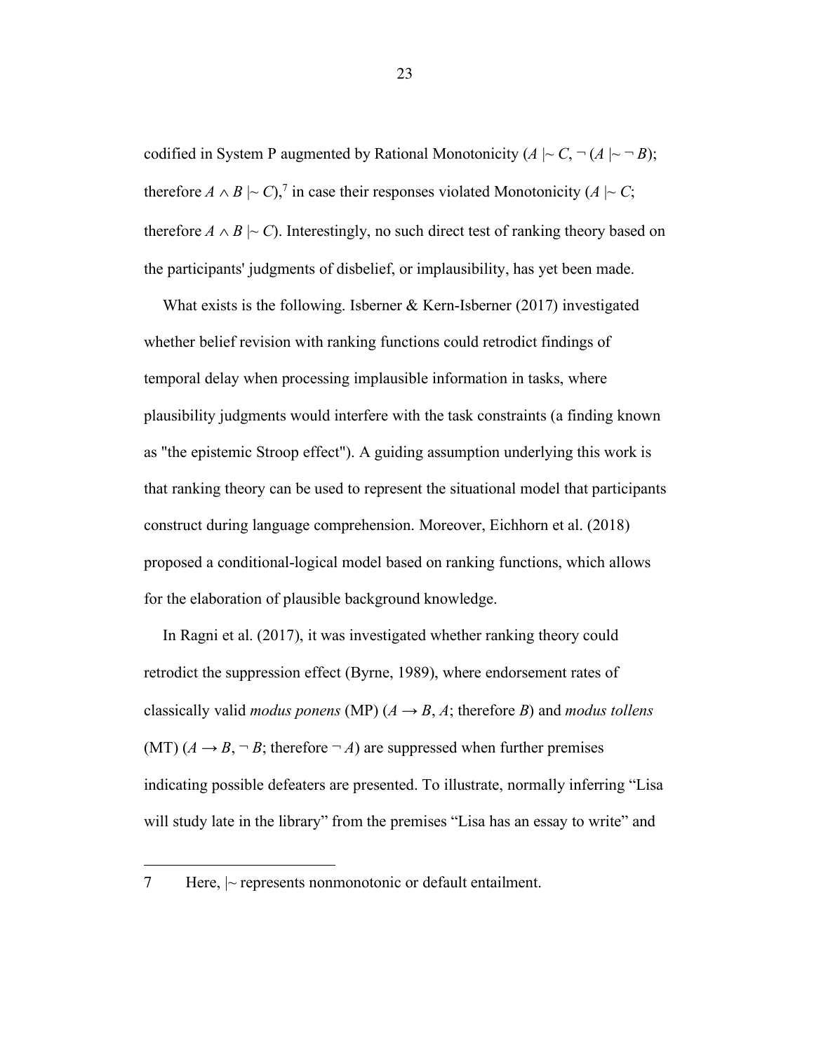codified in System P augmented by Rational Monotonicity ($A \mid\sim C$, $\neg (A \mid\sim \neg B)$; therefore $A \wedge B \mid\sim C$),[7] in case their responses violated Monotonicity ($A \mid\sim C$; therefore $A \wedge B \mid\sim C$). Interestingly, no such direct test of ranking theory based on the participants' judgments of disbelief, or implausibility, has yet been made.

What exists is the following. Isberner & Kern-Isberner (2017) investigated whether belief revision with ranking functions could retrodict findings of temporal delay when processing implausible information in tasks, where plausibility judgments would interfere with the task constraints (a finding known as "the epistemic Stroop effect"). A guiding assumption underlying this work is that ranking theory can be used to represent the situational model that participants construct during language comprehension. Moreover, Eichhorn et al. (2018) proposed a conditional-logical model based on ranking functions, which allows for the elaboration of plausible background knowledge.

In Ragni et al. (2017), it was investigated whether ranking theory could retrodict the suppression effect (Byrne, 1989), where endorsement rates of classically valid *modus ponens* (MP) ($A \rightarrow B$, $A$; therefore $B$) and *modus tollens* (MT) ($A \rightarrow B$, $\neg B$; therefore $\neg A$) are suppressed when further premises indicating possible defeaters are presented. To illustrate, normally inferring "Lisa will study late in the library" from the premises "Lisa has an essay to write" and

---

7 Here, $\mid\sim$ represents nonmonotonic or default entailment.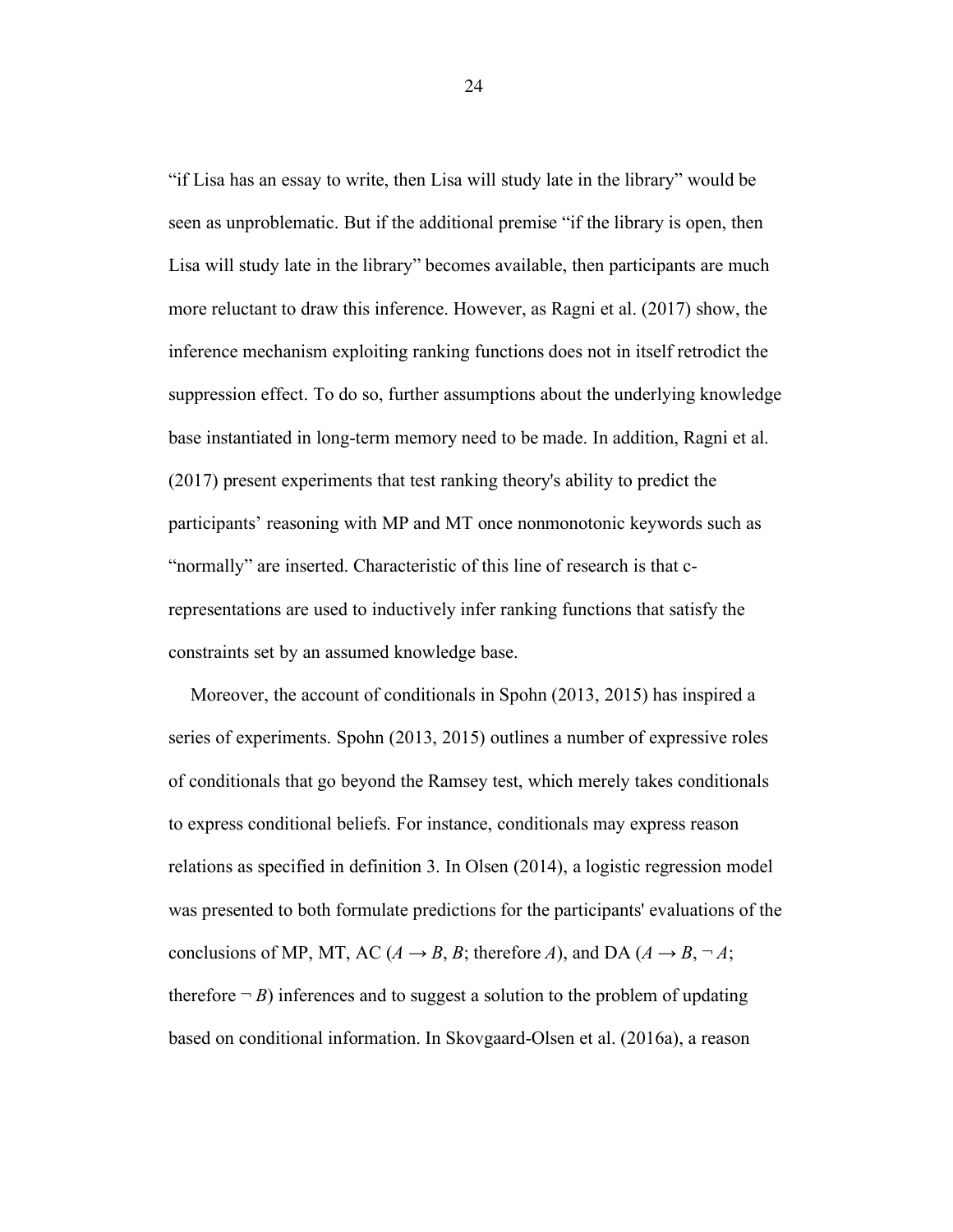"if Lisa has an essay to write, then Lisa will study late in the library" would be seen as unproblematic. But if the additional premise "if the library is open, then Lisa will study late in the library" becomes available, then participants are much more reluctant to draw this inference. However, as Ragni et al. (2017) show, the inference mechanism exploiting ranking functions does not in itself retrodict the suppression effect. To do so, further assumptions about the underlying knowledge base instantiated in long-term memory need to be made. In addition, Ragni et al. (2017) present experiments that test ranking theory's ability to predict the participants' reasoning with MP and MT once nonmonotonic keywords such as "normally" are inserted. Characteristic of this line of research is that c-representations are used to inductively infer ranking functions that satisfy the constraints set by an assumed knowledge base.

Moreover, the account of conditionals in Spohn (2013, 2015) has inspired a series of experiments. Spohn (2013, 2015) outlines a number of expressive roles of conditionals that go beyond the Ramsey test, which merely takes conditionals to express conditional beliefs. For instance, conditionals may express reason relations as specified in definition 3. In Olsen (2014), a logistic regression model was presented to both formulate predictions for the participants' evaluations of the conclusions of MP, MT, AC ($A \rightarrow B$, $B$; therefore $A$), and DA ($A \rightarrow B$, $\neg A$; therefore $\neg B$) inferences and to suggest a solution to the problem of updating based on conditional information. In Skovgaard-Olsen et al. (2016a), a reason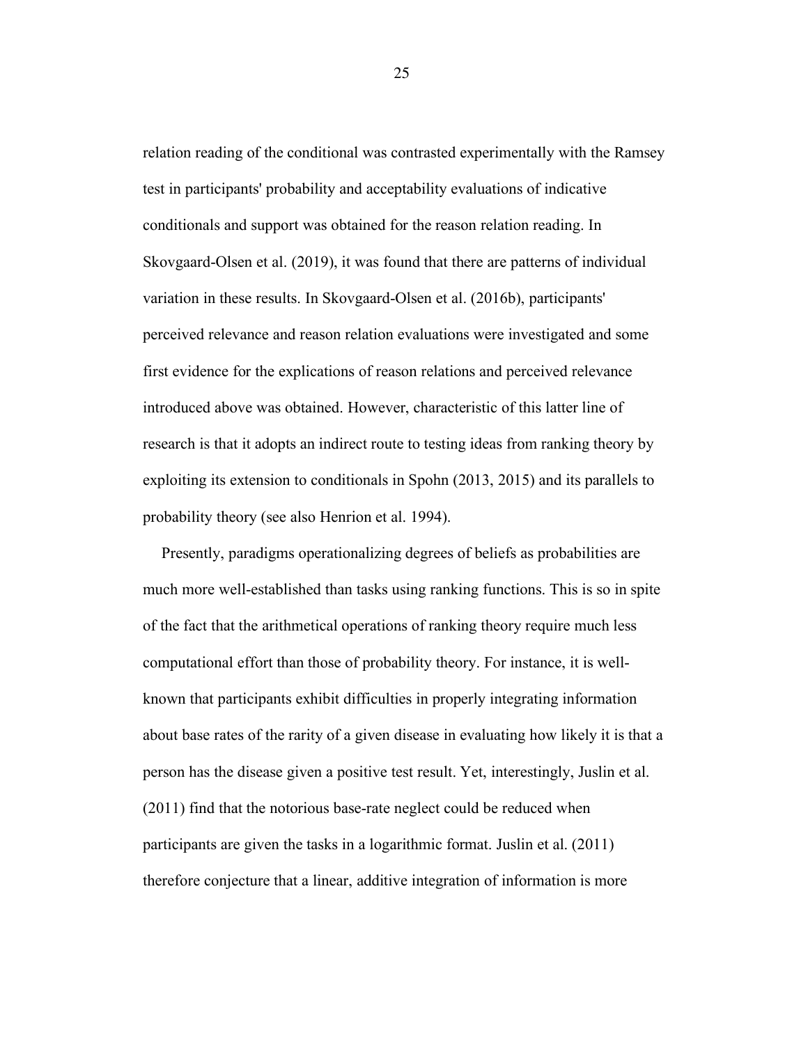relation reading of the conditional was contrasted experimentally with the Ramsey test in participants' probability and acceptability evaluations of indicative conditionals and support was obtained for the reason relation reading. In Skovgaard-Olsen et al. (2019), it was found that there are patterns of individual variation in these results. In Skovgaard-Olsen et al. (2016b), participants' perceived relevance and reason relation evaluations were investigated and some first evidence for the explications of reason relations and perceived relevance introduced above was obtained. However, characteristic of this latter line of research is that it adopts an indirect route to testing ideas from ranking theory by exploiting its extension to conditionals in Spohn (2013, 2015) and its parallels to probability theory (see also Henrion et al. 1994).

Presently, paradigms operationalizing degrees of beliefs as probabilities are much more well-established than tasks using ranking functions. This is so in spite of the fact that the arithmetical operations of ranking theory require much less computational effort than those of probability theory. For instance, it is well-known that participants exhibit difficulties in properly integrating information about base rates of the rarity of a given disease in evaluating how likely it is that a person has the disease given a positive test result. Yet, interestingly, Juslin et al. (2011) find that the notorious base-rate neglect could be reduced when participants are given the tasks in a logarithmic format. Juslin et al. (2011) therefore conjecture that a linear, additive integration of information is more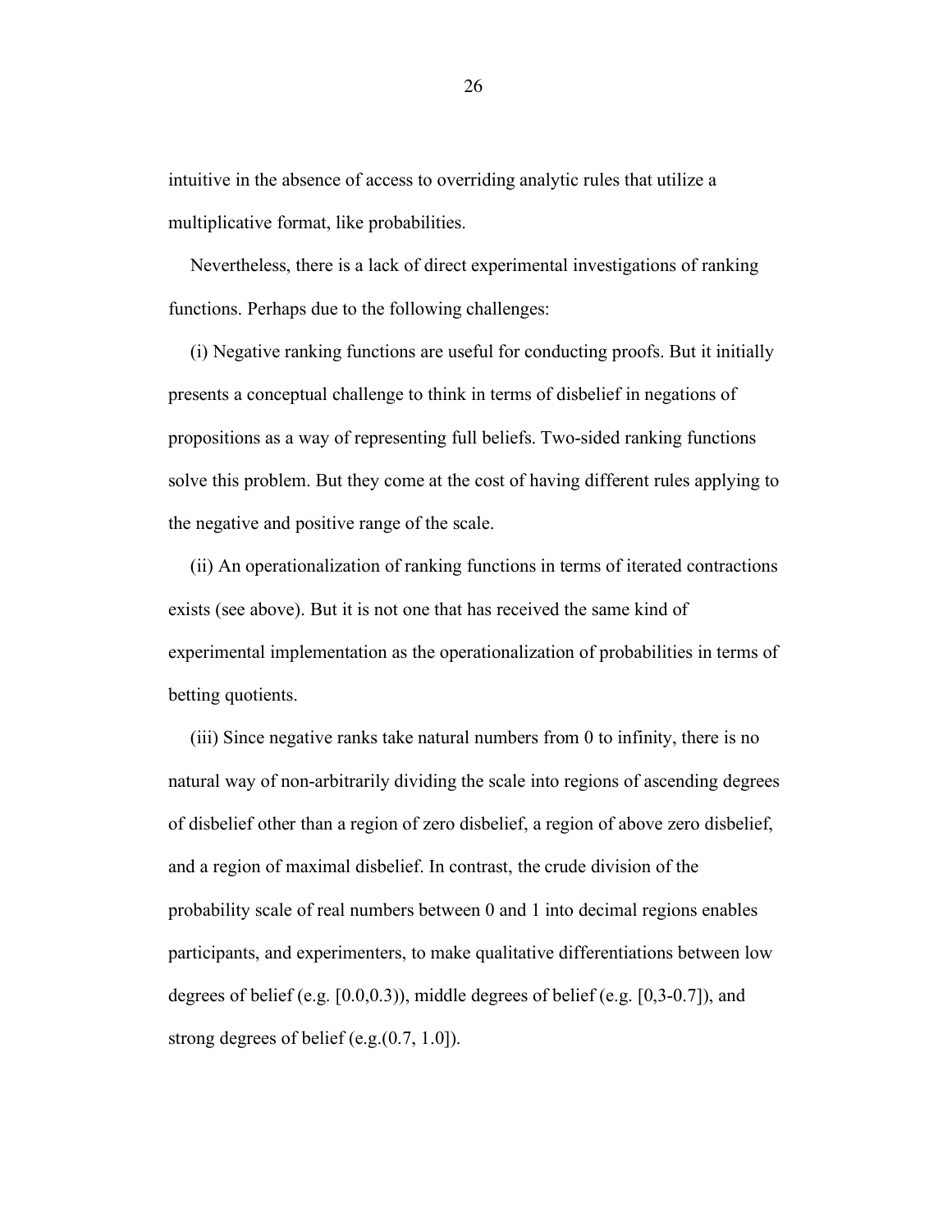intuitive in the absence of access to overriding analytic rules that utilize a multiplicative format, like probabilities.

Nevertheless, there is a lack of direct experimental investigations of ranking functions. Perhaps due to the following challenges:

(i) Negative ranking functions are useful for conducting proofs. But it initially presents a conceptual challenge to think in terms of disbelief in negations of propositions as a way of representing full beliefs. Two-sided ranking functions solve this problem. But they come at the cost of having different rules applying to the negative and positive range of the scale.

(ii) An operationalization of ranking functions in terms of iterated contractions exists (see above). But it is not one that has received the same kind of experimental implementation as the operationalization of probabilities in terms of betting quotients.

(iii) Since negative ranks take natural numbers from 0 to infinity, there is no natural way of non-arbitrarily dividing the scale into regions of ascending degrees of disbelief other than a region of zero disbelief, a region of above zero disbelief, and a region of maximal disbelief. In contrast, the crude division of the probability scale of real numbers between 0 and 1 into decimal regions enables participants, and experimenters, to make qualitative differentiations between low degrees of belief (e.g. [0.0,0.3)), middle degrees of belief (e.g. [0,3-0.7]), and strong degrees of belief (e.g.(0.7, 1.0]).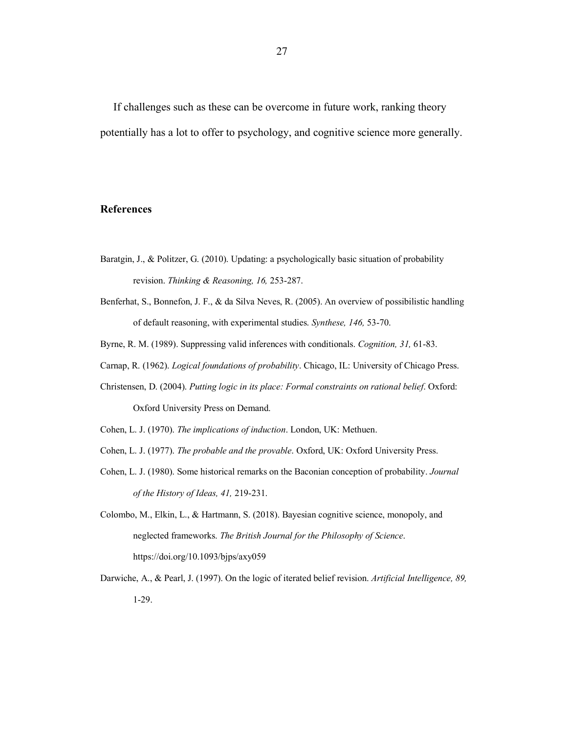If challenges such as these can be overcome in future work, ranking theory potentially has a lot to offer to psychology, and cognitive science more generally.

## References

Baratgin, J., & Politzer, G. (2010). Updating: a psychologically basic situation of probability revision. *Thinking & Reasoning, 16,* 253-287.

Benferhat, S., Bonnefon, J. F., & da Silva Neves, R. (2005). An overview of possibilistic handling of default reasoning, with experimental studies. *Synthese, 146,* 53-70.

Byrne, R. M. (1989). Suppressing valid inferences with conditionals. *Cognition, 31,* 61-83.

Carnap, R. (1962). *Logical foundations of probability*. Chicago, IL: University of Chicago Press.

Christensen, D. (2004). *Putting logic in its place: Formal constraints on rational belief*. Oxford: Oxford University Press on Demand.

Cohen, L. J. (1970). *The implications of induction*. London, UK: Methuen.

Cohen, L. J. (1977). *The probable and the provable*. Oxford, UK: Oxford University Press.

Cohen, L. J. (1980). Some historical remarks on the Baconian conception of probability. *Journal of the History of Ideas, 41,* 219-231.

Colombo, M., Elkin, L., & Hartmann, S. (2018). Bayesian cognitive science, monopoly, and neglected frameworks. *The British Journal for the Philosophy of Science*. https://doi.org/10.1093/bjps/axy059

Darwiche, A., & Pearl, J. (1997). On the logic of iterated belief revision. *Artificial Intelligence, 89,* 1-29.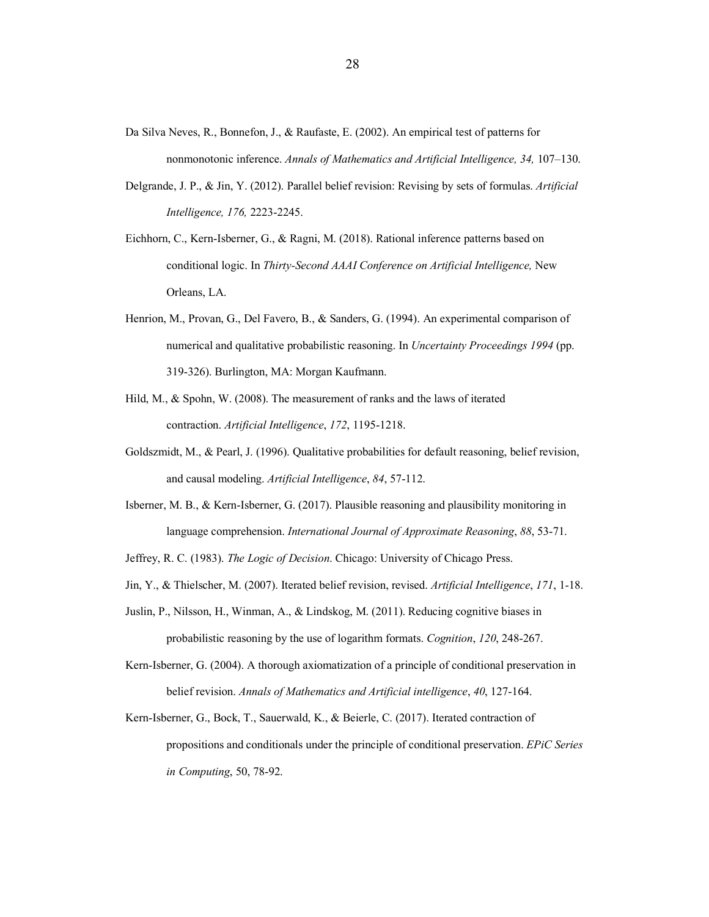Da Silva Neves, R., Bonnefon, J., & Raufaste, E. (2002). An empirical test of patterns for nonmonotonic inference. *Annals of Mathematics and Artificial Intelligence, 34,* 107–130.

Delgrande, J. P., & Jin, Y. (2012). Parallel belief revision: Revising by sets of formulas. *Artificial Intelligence, 176,* 2223-2245.

Eichhorn, C., Kern-Isberner, G., & Ragni, M. (2018). Rational inference patterns based on conditional logic. In *Thirty-Second AAAI Conference on Artificial Intelligence,* New Orleans, LA.

Henrion, M., Provan, G., Del Favero, B., & Sanders, G. (1994). An experimental comparison of numerical and qualitative probabilistic reasoning. In *Uncertainty Proceedings 1994* (pp. 319-326). Burlington, MA: Morgan Kaufmann.

Hild, M., & Spohn, W. (2008). The measurement of ranks and the laws of iterated contraction. *Artificial Intelligence*, *172*, 1195-1218.

Goldszmidt, M., & Pearl, J. (1996). Qualitative probabilities for default reasoning, belief revision, and causal modeling. *Artificial Intelligence*, *84*, 57-112.

Isberner, M. B., & Kern-Isberner, G. (2017). Plausible reasoning and plausibility monitoring in language comprehension. *International Journal of Approximate Reasoning*, *88*, 53-71.

Jeffrey, R. C. (1983). *The Logic of Decision*. Chicago: University of Chicago Press.

Jin, Y., & Thielscher, M. (2007). Iterated belief revision, revised. *Artificial Intelligence*, *171*, 1-18.

Juslin, P., Nilsson, H., Winman, A., & Lindskog, M. (2011). Reducing cognitive biases in probabilistic reasoning by the use of logarithm formats. *Cognition*, *120*, 248-267.

Kern-Isberner, G. (2004). A thorough axiomatization of a principle of conditional preservation in belief revision. *Annals of Mathematics and Artificial intelligence*, *40*, 127-164.

Kern-Isberner, G., Bock, T., Sauerwald, K., & Beierle, C. (2017). Iterated contraction of propositions and conditionals under the principle of conditional preservation. *EPiC Series in Computing*, 50, 78-92.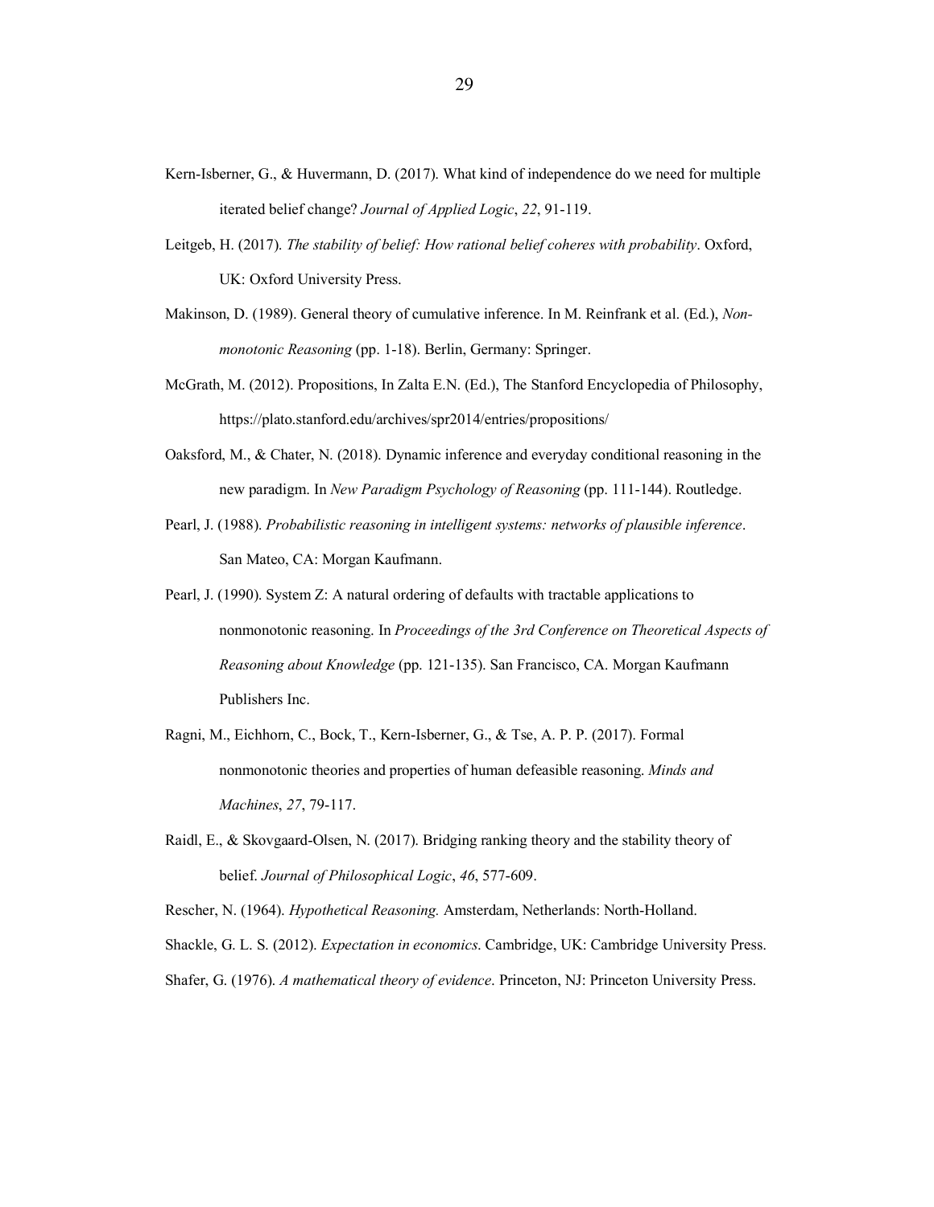Kern-Isberner, G., & Huvermann, D. (2017). What kind of independence do we need for multiple iterated belief change? *Journal of Applied Logic*, *22*, 91-119.

Leitgeb, H. (2017). *The stability of belief: How rational belief coheres with probability*. Oxford, UK: Oxford University Press.

Makinson, D. (1989). General theory of cumulative inference. In M. Reinfrank et al. (Ed.), *Non-monotonic Reasoning* (pp. 1-18). Berlin, Germany: Springer.

McGrath, M. (2012). Propositions, In Zalta E.N. (Ed.), The Stanford Encyclopedia of Philosophy, https://plato.stanford.edu/archives/spr2014/entries/propositions/

Oaksford, M., & Chater, N. (2018). Dynamic inference and everyday conditional reasoning in the new paradigm. In *New Paradigm Psychology of Reasoning* (pp. 111-144). Routledge.

Pearl, J. (1988). *Probabilistic reasoning in intelligent systems: networks of plausible inference*. San Mateo, CA: Morgan Kaufmann.

Pearl, J. (1990). System Z: A natural ordering of defaults with tractable applications to nonmonotonic reasoning. In *Proceedings of the 3rd Conference on Theoretical Aspects of Reasoning about Knowledge* (pp. 121-135). San Francisco, CA. Morgan Kaufmann Publishers Inc.

Ragni, M., Eichhorn, C., Bock, T., Kern-Isberner, G., & Tse, A. P. P. (2017). Formal nonmonotonic theories and properties of human defeasible reasoning. *Minds and Machines*, *27*, 79-117.

Raidl, E., & Skovgaard-Olsen, N. (2017). Bridging ranking theory and the stability theory of belief. *Journal of Philosophical Logic*, *46*, 577-609.

Rescher, N. (1964). *Hypothetical Reasoning.* Amsterdam, Netherlands: North-Holland.

Shackle, G. L. S. (2012). *Expectation in economics*. Cambridge, UK: Cambridge University Press.

Shafer, G. (1976). *A mathematical theory of evidence*. Princeton, NJ: Princeton University Press.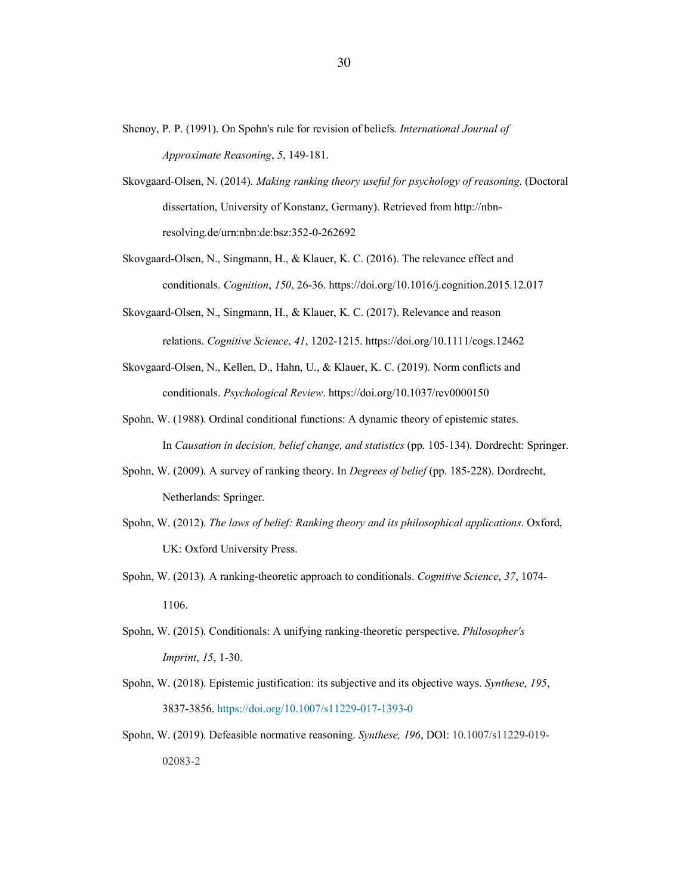Shenoy, P. P. (1991). On Spohn's rule for revision of beliefs. *International Journal of Approximate Reasoning*, *5*, 149-181.

Skovgaard-Olsen, N. (2014). *Making ranking theory useful for psychology of reasoning*. (Doctoral dissertation, University of Konstanz, Germany). Retrieved from http://nbn-resolving.de/urn:nbn:de:bsz:352-0-262692

Skovgaard-Olsen, N., Singmann, H., & Klauer, K. C. (2016). The relevance effect and conditionals. *Cognition*, *150*, 26-36. https://doi.org/10.1016/j.cognition.2015.12.017

Skovgaard-Olsen, N., Singmann, H., & Klauer, K. C. (2017). Relevance and reason relations. *Cognitive Science*, *41*, 1202-1215. https://doi.org/10.1111/cogs.12462

Skovgaard-Olsen, N., Kellen, D., Hahn, U., & Klauer, K. C. (2019). Norm conflicts and conditionals. *Psychological Review*. https://doi.org/10.1037/rev0000150

Spohn, W. (1988). Ordinal conditional functions: A dynamic theory of epistemic states. In *Causation in decision, belief change, and statistics* (pp. 105-134). Dordrecht: Springer.

Spohn, W. (2009). A survey of ranking theory. In *Degrees of belief* (pp. 185-228). Dordrecht, Netherlands: Springer.

Spohn, W. (2012). *The laws of belief: Ranking theory and its philosophical applications*. Oxford, UK: Oxford University Press.

Spohn, W. (2013). A ranking-theoretic approach to conditionals. *Cognitive Science*, *37*, 1074-1106.

Spohn, W. (2015). Conditionals: A unifying ranking-theoretic perspective. *Philosopher's Imprint*, *15*, 1-30.

Spohn, W. (2018). Epistemic justification: its subjective and its objective ways. *Synthese*, *195*, 3837-3856. https://doi.org/10.1007/s11229-017-1393-0

Spohn, W. (2019). Defeasible normative reasoning. *Synthese, 196*, DOI: 10.1007/s11229-019-02083-2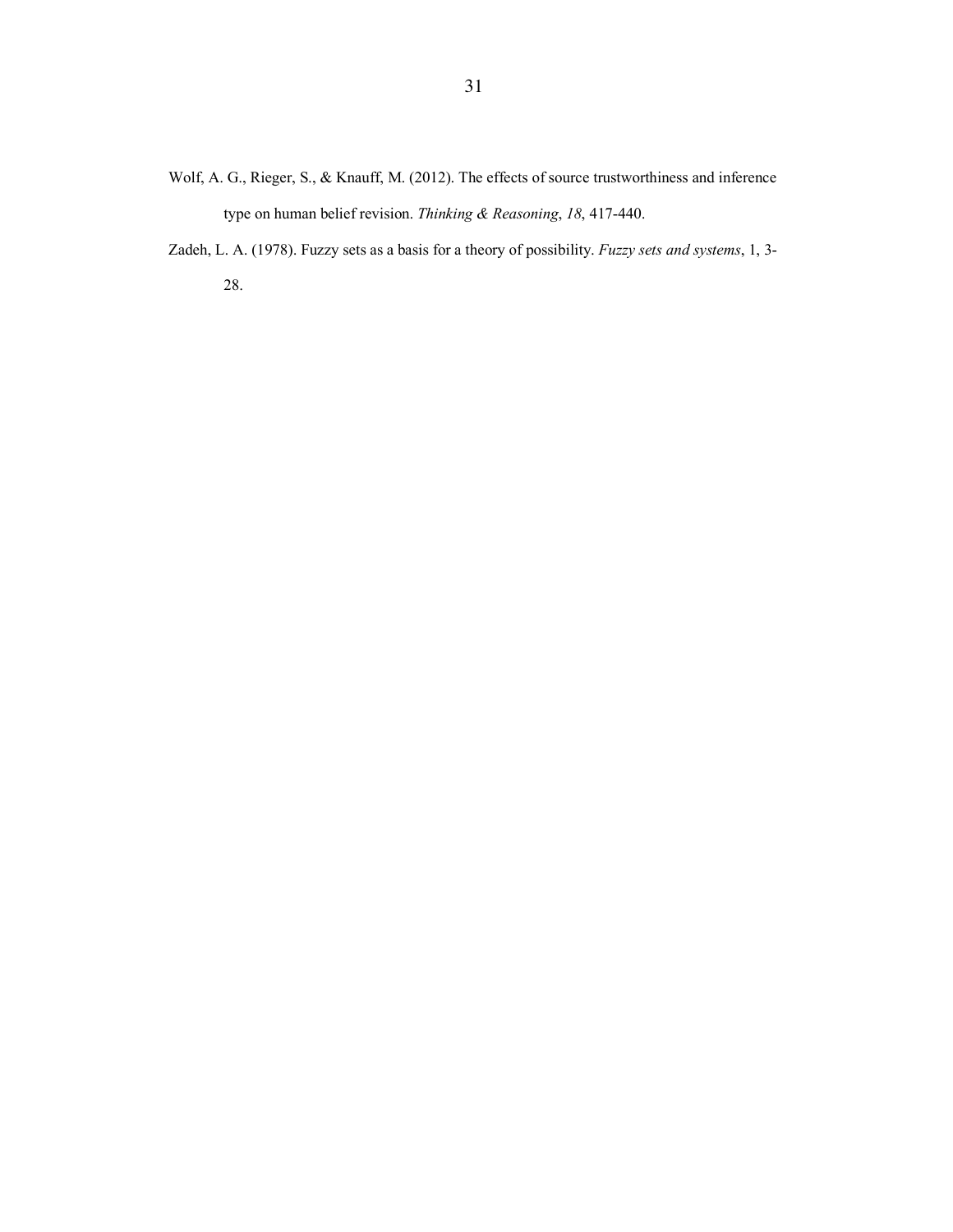Wolf, A. G., Rieger, S., & Knauff, M. (2012). The effects of source trustworthiness and inference type on human belief revision. *Thinking & Reasoning*, *18*, 417-440.

Zadeh, L. A. (1978). Fuzzy sets as a basis for a theory of possibility. *Fuzzy sets and systems*, 1, 3-28.